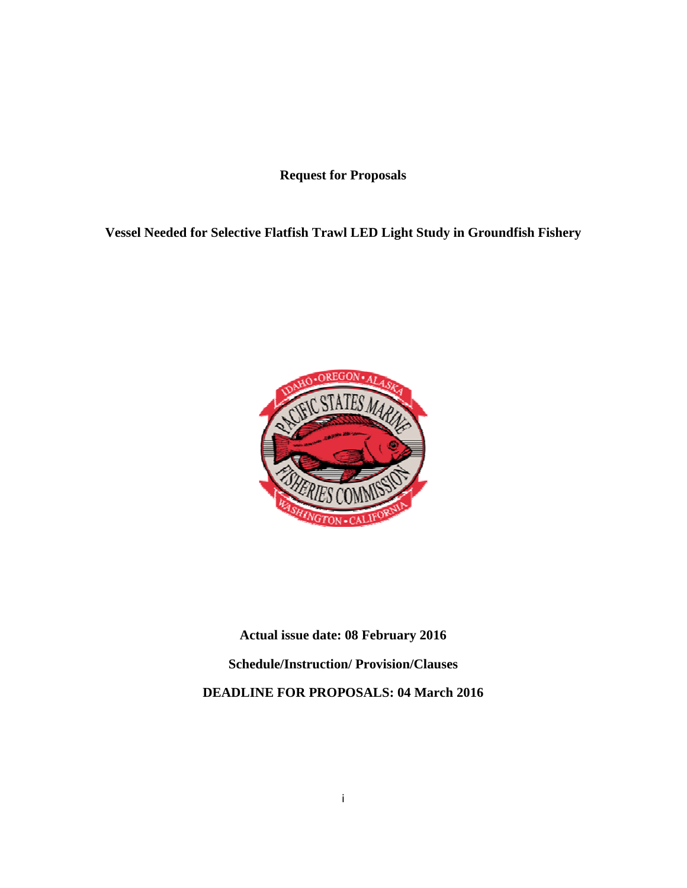**Request for Proposals**

**Vessel Needed for Selective Flatfish Trawl LED Light Study in Groundfish Fishery**

**Actual issue date: 08 February 2016**

**Schedule/Instruction/ Provision/Clauses**

**DEADLINE FOR PROPOSALS: 04 March 2016**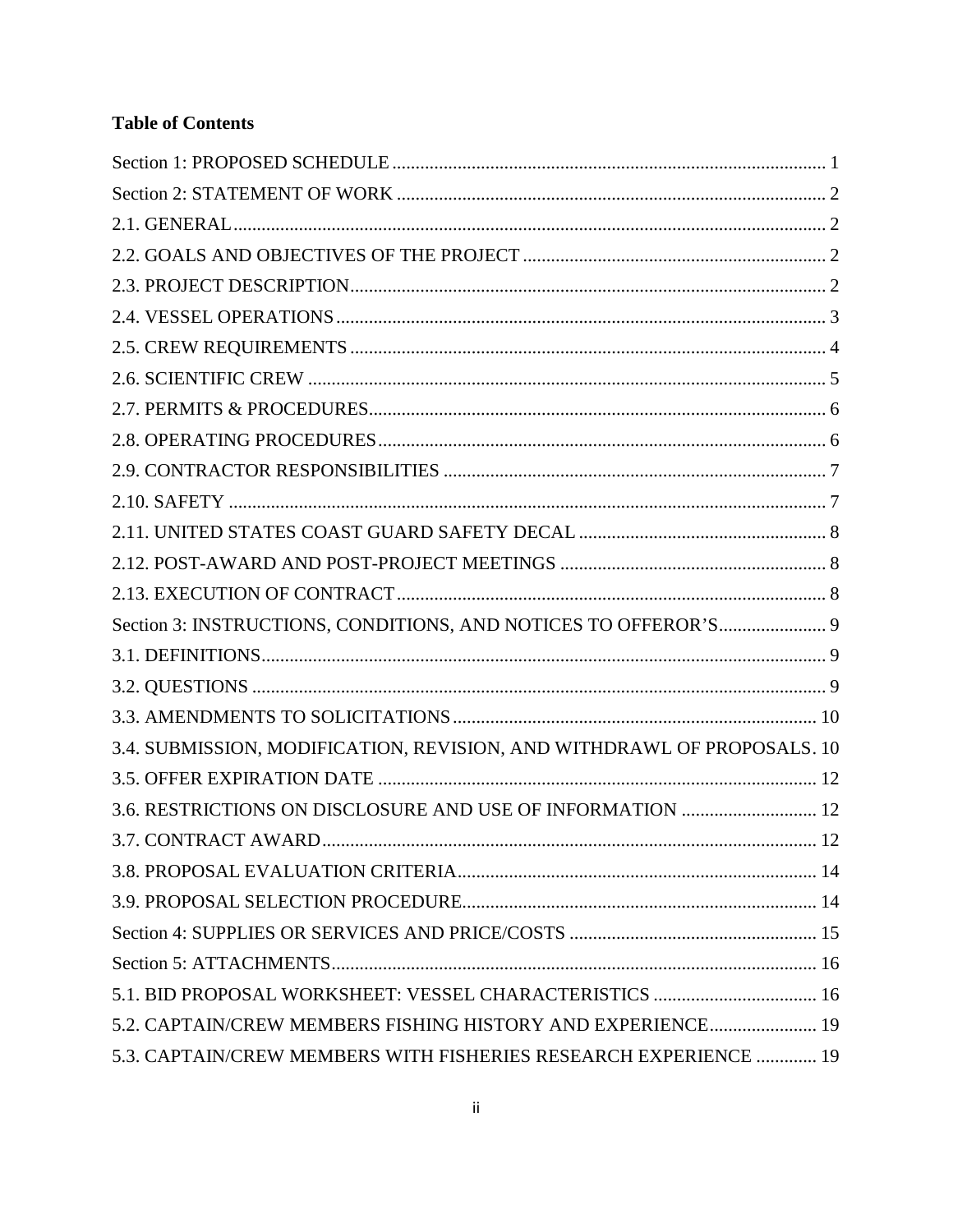**Table of Contents**

Section 1: PROPOSED SCHEDULE ............................................................................................ 1

Section 2: STATEMENT OF WORK ........................................................................................... 2

2.1. GENERAL ............................................................................................................................ 2

2.2. GOALS AND OBJECTIVES OF THE PROJECT ................................................................ 2

2.3. PROJECT DESCRIPTION ..................................................................................................... 2

2.4. VESSEL OPERATIONS ......................................................................................................... 3

2.5. CREW REQUIREMENTS ..................................................................................................... 4

2.6. SCIENTIFIC CREW .............................................................................................................. 5

2.7. PERMITS & PROCEDURES ................................................................................................. 6

2.8. OPERATING PROCEDURES ................................................................................................ 6

2.9. CONTRACTOR RESPONSIBILITIES ................................................................................. 7

2.10. SAFETY ................................................................................................................................ 7

2.11. UNITED STATES COAST GUARD SAFETY DECAL ..................................................... 8

2.12. POST-AWARD AND POST-PROJECT MEETINGS ......................................................... 8

2.13. EXECUTION OF CONTRACT ............................................................................................ 8

Section 3: INSTRUCTIONS, CONDITIONS, AND NOTICES TO OFFEROR'S ....................... 9

3.1. DEFINITIONS ........................................................................................................................ 9

3.2. QUESTIONS .......................................................................................................................... 9

3.3. AMENDMENTS TO SOLICITATIONS .............................................................................. 10

3.4. SUBMISSION, MODIFICATION, REVISION, AND WITHDRAWL OF PROPOSALS . 10

3.5. OFFER EXPIRATION DATE .............................................................................................. 12

3.6. RESTRICTIONS ON DISCLOSURE AND USE OF INFORMATION ............................. 12

3.7. CONTRACT AWARD .......................................................................................................... 12

3.8. PROPOSAL EVALUATION CRITERIA ............................................................................. 14

3.9. PROPOSAL SELECTION PROCEDURE ............................................................................ 14

Section 4: SUPPLIES OR SERVICES AND PRICE/COSTS ..................................................... 15

Section 5: ATTACHMENTS ........................................................................................................ 16

5.1. BID PROPOSAL WORKSHEET: VESSEL CHARACTERISTICS ................................... 16

5.2. CAPTAIN/CREW MEMBERS FISHING HISTORY AND EXPERIENCE ....................... 19

5.3. CAPTAIN/CREW MEMBERS WITH FISHERIES RESEARCH EXPERIENCE ............. 19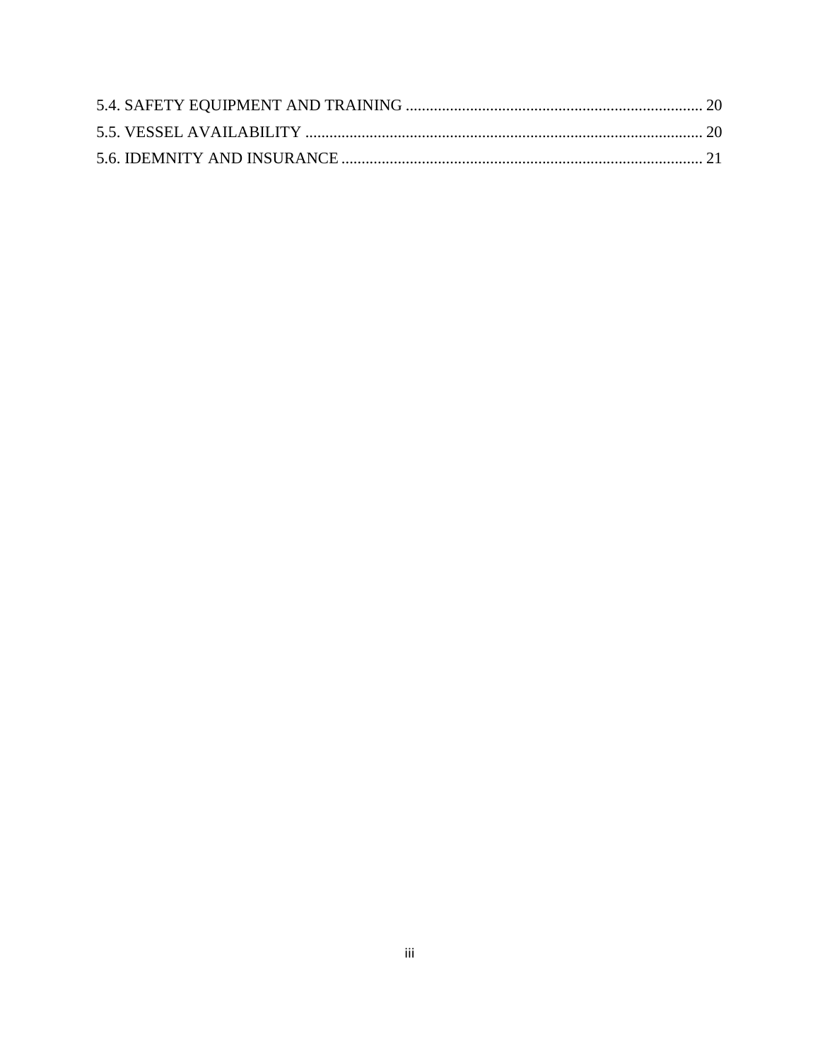5.4. SAFETY EQUIPMENT AND TRAINING ........................................................................ 20
5.5. VESSEL AVAILABILITY ................................................................................................ 20
5.6. IDEMNITY AND INSURANCE ......................................................................................... 21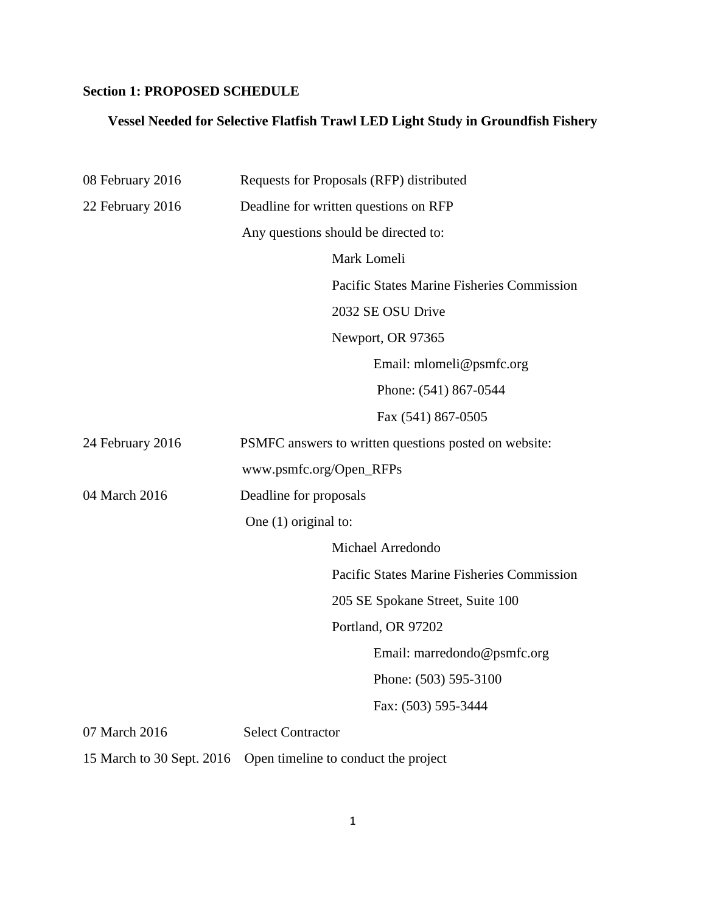**Section 1: PROPOSED SCHEDULE**

**Vessel Needed for Selective Flatfish Trawl LED Light Study in Groundfish Fishery**

08 February 2016 — Requests for Proposals (RFP) distributed

22 February 2016 — Deadline for written questions on RFP

Any questions should be directed to:

Mark Lomeli
Pacific States Marine Fisheries Commission
2032 SE OSU Drive
Newport, OR 97365
Email: mlomeli@psmfc.org
Phone: (541) 867-0544
Fax (541) 867-0505

24 February 2016 — PSMFC answers to written questions posted on website: www.psmfc.org/Open_RFPs

04 March 2016 — Deadline for proposals

One (1) original to:

Michael Arredondo
Pacific States Marine Fisheries Commission
205 SE Spokane Street, Suite 100
Portland, OR 97202
Email: marredondo@psmfc.org
Phone: (503) 595-3100
Fax: (503) 595-3444

07 March 2016 — Select Contractor

15 March to 30 Sept. 2016 — Open timeline to conduct the project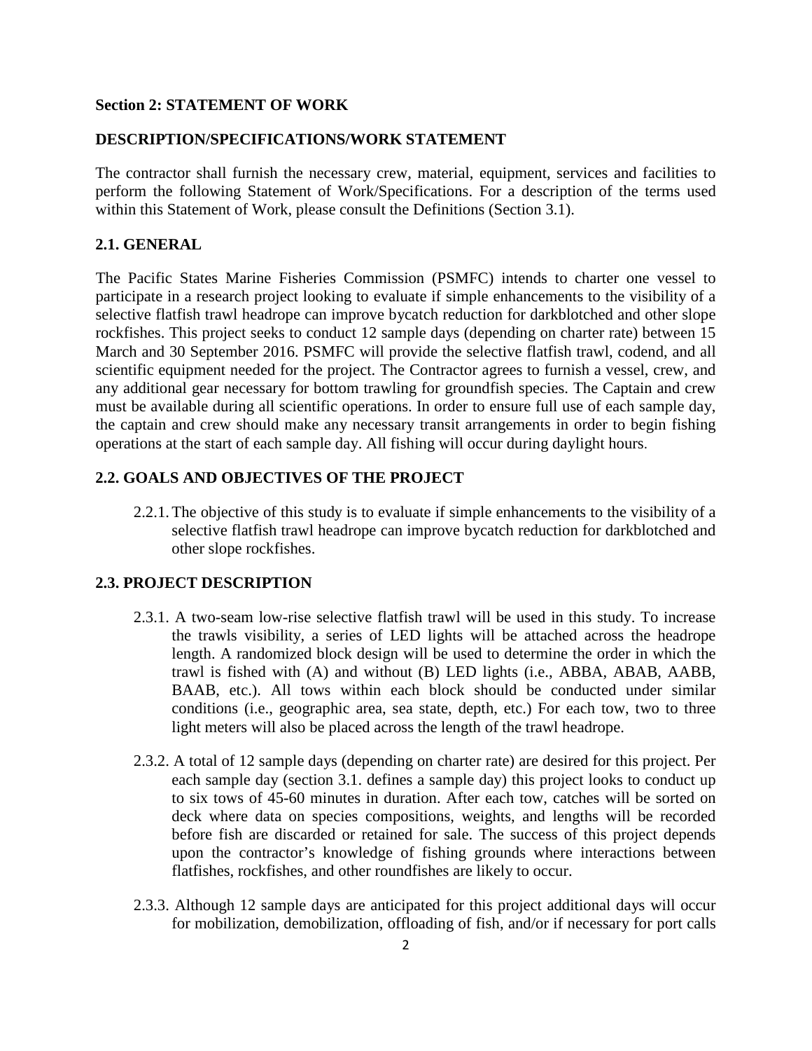**Section 2: STATEMENT OF WORK**

**DESCRIPTION/SPECIFICATIONS/WORK STATEMENT**

The contractor shall furnish the necessary crew, material, equipment, services and facilities to perform the following Statement of Work/Specifications. For a description of the terms used within this Statement of Work, please consult the Definitions (Section 3.1).

## 2.1. GENERAL

The Pacific States Marine Fisheries Commission (PSMFC) intends to charter one vessel to participate in a research project looking to evaluate if simple enhancements to the visibility of a selective flatfish trawl headrope can improve bycatch reduction for darkblotched and other slope rockfishes. This project seeks to conduct 12 sample days (depending on charter rate) between 15 March and 30 September 2016. PSMFC will provide the selective flatfish trawl, codend, and all scientific equipment needed for the project. The Contractor agrees to furnish a vessel, crew, and any additional gear necessary for bottom trawling for groundfish species. The Captain and crew must be available during all scientific operations. In order to ensure full use of each sample day, the captain and crew should make any necessary transit arrangements in order to begin fishing operations at the start of each sample day. All fishing will occur during daylight hours.

## 2.2. GOALS AND OBJECTIVES OF THE PROJECT

2.2.1. The objective of this study is to evaluate if simple enhancements to the visibility of a selective flatfish trawl headrope can improve bycatch reduction for darkblotched and other slope rockfishes.

## 2.3. PROJECT DESCRIPTION

2.3.1. A two-seam low-rise selective flatfish trawl will be used in this study. To increase the trawls visibility, a series of LED lights will be attached across the headrope length. A randomized block design will be used to determine the order in which the trawl is fished with (A) and without (B) LED lights (i.e., ABBA, ABAB, AABB, BAAB, etc.). All tows within each block should be conducted under similar conditions (i.e., geographic area, sea state, depth, etc.) For each tow, two to three light meters will also be placed across the length of the trawl headrope.

2.3.2. A total of 12 sample days (depending on charter rate) are desired for this project. Per each sample day (section 3.1. defines a sample day) this project looks to conduct up to six tows of 45-60 minutes in duration. After each tow, catches will be sorted on deck where data on species compositions, weights, and lengths will be recorded before fish are discarded or retained for sale. The success of this project depends upon the contractor's knowledge of fishing grounds where interactions between flatfishes, rockfishes, and other roundfishes are likely to occur.

2.3.3. Although 12 sample days are anticipated for this project additional days will occur for mobilization, demobilization, offloading of fish, and/or if necessary for port calls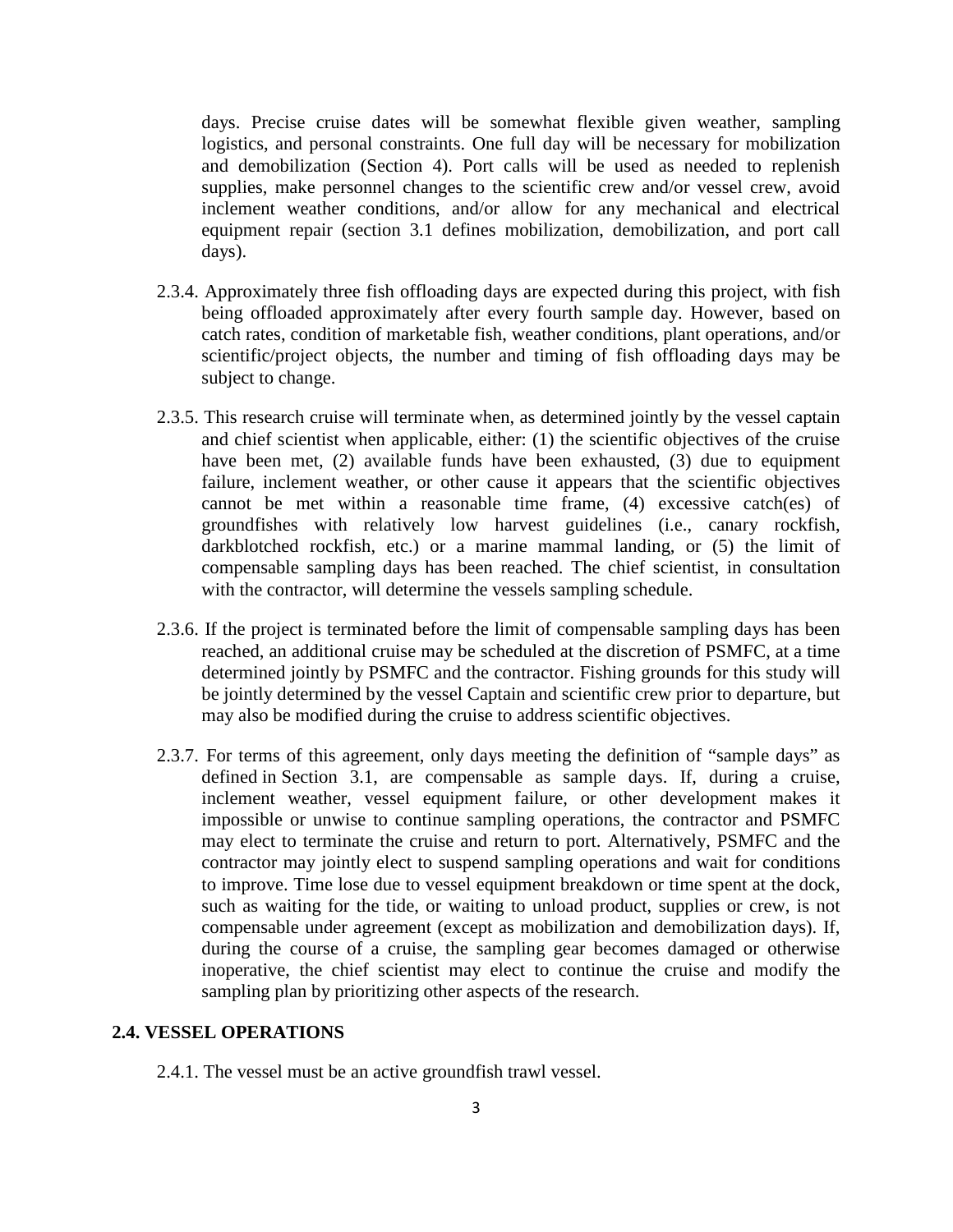days. Precise cruise dates will be somewhat flexible given weather, sampling logistics, and personal constraints. One full day will be necessary for mobilization and demobilization (Section 4). Port calls will be used as needed to replenish supplies, make personnel changes to the scientific crew and/or vessel crew, avoid inclement weather conditions, and/or allow for any mechanical and electrical equipment repair (section 3.1 defines mobilization, demobilization, and port call days).

2.3.4. Approximately three fish offloading days are expected during this project, with fish being offloaded approximately after every fourth sample day. However, based on catch rates, condition of marketable fish, weather conditions, plant operations, and/or scientific/project objects, the number and timing of fish offloading days may be subject to change.

2.3.5. This research cruise will terminate when, as determined jointly by the vessel captain and chief scientist when applicable, either: (1) the scientific objectives of the cruise have been met, (2) available funds have been exhausted, (3) due to equipment failure, inclement weather, or other cause it appears that the scientific objectives cannot be met within a reasonable time frame, (4) excessive catch(es) of groundfishes with relatively low harvest guidelines (i.e., canary rockfish, darkblotched rockfish, etc.) or a marine mammal landing, or (5) the limit of compensable sampling days has been reached. The chief scientist, in consultation with the contractor, will determine the vessels sampling schedule.

2.3.6. If the project is terminated before the limit of compensable sampling days has been reached, an additional cruise may be scheduled at the discretion of PSMFC, at a time determined jointly by PSMFC and the contractor. Fishing grounds for this study will be jointly determined by the vessel Captain and scientific crew prior to departure, but may also be modified during the cruise to address scientific objectives.

2.3.7. For terms of this agreement, only days meeting the definition of "sample days" as defined in Section 3.1, are compensable as sample days. If, during a cruise, inclement weather, vessel equipment failure, or other development makes it impossible or unwise to continue sampling operations, the contractor and PSMFC may elect to terminate the cruise and return to port. Alternatively, PSMFC and the contractor may jointly elect to suspend sampling operations and wait for conditions to improve. Time lose due to vessel equipment breakdown or time spent at the dock, such as waiting for the tide, or waiting to unload product, supplies or crew, is not compensable under agreement (except as mobilization and demobilization days). If, during the course of a cruise, the sampling gear becomes damaged or otherwise inoperative, the chief scientist may elect to continue the cruise and modify the sampling plan by prioritizing other aspects of the research.

### 2.4. VESSEL OPERATIONS

2.4.1. The vessel must be an active groundfish trawl vessel.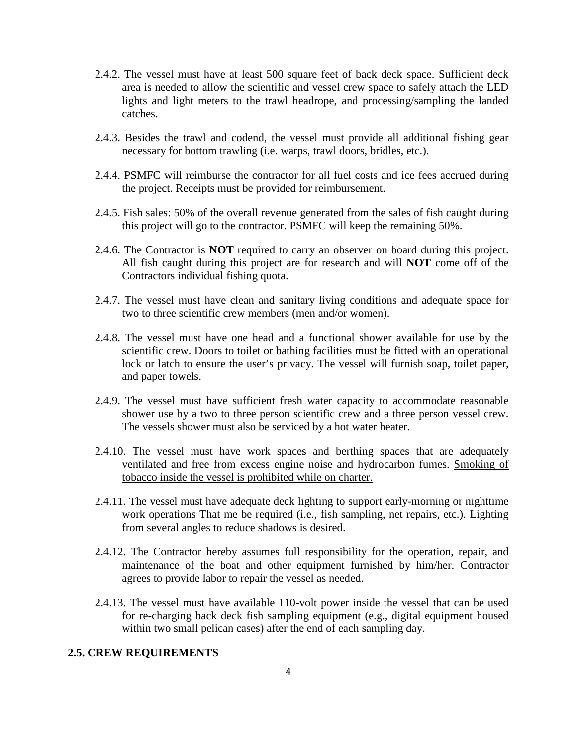2.4.2. The vessel must have at least 500 square feet of back deck space. Sufficient deck area is needed to allow the scientific and vessel crew space to safely attach the LED lights and light meters to the trawl headrope, and processing/sampling the landed catches.

2.4.3. Besides the trawl and codend, the vessel must provide all additional fishing gear necessary for bottom trawling (i.e. warps, trawl doors, bridles, etc.).

2.4.4. PSMFC will reimburse the contractor for all fuel costs and ice fees accrued during the project. Receipts must be provided for reimbursement.

2.4.5. Fish sales: 50% of the overall revenue generated from the sales of fish caught during this project will go to the contractor. PSMFC will keep the remaining 50%.

2.4.6. The Contractor is **NOT** required to carry an observer on board during this project. All fish caught during this project are for research and will **NOT** come off of the Contractors individual fishing quota.

2.4.7. The vessel must have clean and sanitary living conditions and adequate space for two to three scientific crew members (men and/or women).

2.4.8. The vessel must have one head and a functional shower available for use by the scientific crew. Doors to toilet or bathing facilities must be fitted with an operational lock or latch to ensure the user's privacy. The vessel will furnish soap, toilet paper, and paper towels.

2.4.9. The vessel must have sufficient fresh water capacity to accommodate reasonable shower use by a two to three person scientific crew and a three person vessel crew. The vessels shower must also be serviced by a hot water heater.

2.4.10. The vessel must have work spaces and berthing spaces that are adequately ventilated and free from excess engine noise and hydrocarbon fumes. <u>Smoking of tobacco inside the vessel is prohibited while on charter.</u>

2.4.11. The vessel must have adequate deck lighting to support early-morning or nighttime work operations That me be required (i.e., fish sampling, net repairs, etc.). Lighting from several angles to reduce shadows is desired.

2.4.12. The Contractor hereby assumes full responsibility for the operation, repair, and maintenance of the boat and other equipment furnished by him/her. Contractor agrees to provide labor to repair the vessel as needed.

2.4.13. The vessel must have available 110-volt power inside the vessel that can be used for re-charging back deck fish sampling equipment (e.g., digital equipment housed within two small pelican cases) after the end of each sampling day.

### 2.5. CREW REQUIREMENTS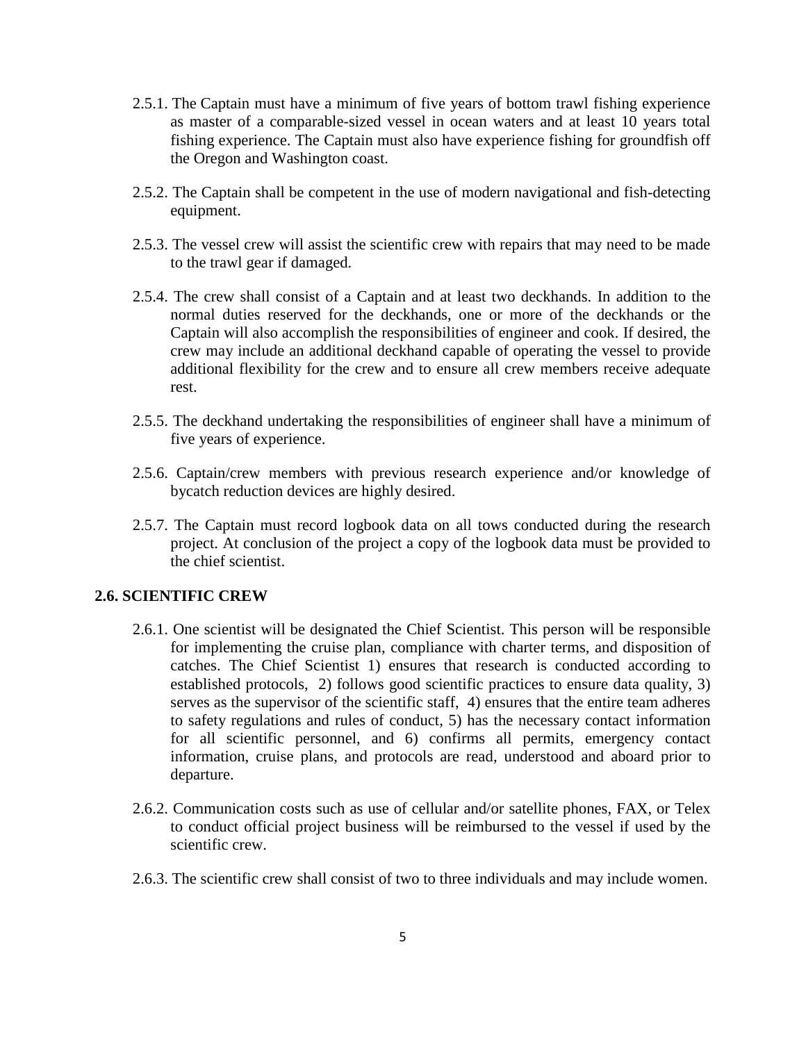2.5.1. The Captain must have a minimum of five years of bottom trawl fishing experience as master of a comparable-sized vessel in ocean waters and at least 10 years total fishing experience. The Captain must also have experience fishing for groundfish off the Oregon and Washington coast.

2.5.2. The Captain shall be competent in the use of modern navigational and fish-detecting equipment.

2.5.3. The vessel crew will assist the scientific crew with repairs that may need to be made to the trawl gear if damaged.

2.5.4. The crew shall consist of a Captain and at least two deckhands. In addition to the normal duties reserved for the deckhands, one or more of the deckhands or the Captain will also accomplish the responsibilities of engineer and cook. If desired, the crew may include an additional deckhand capable of operating the vessel to provide additional flexibility for the crew and to ensure all crew members receive adequate rest.

2.5.5. The deckhand undertaking the responsibilities of engineer shall have a minimum of five years of experience.

2.5.6. Captain/crew members with previous research experience and/or knowledge of bycatch reduction devices are highly desired.

2.5.7. The Captain must record logbook data on all tows conducted during the research project. At conclusion of the project a copy of the logbook data must be provided to the chief scientist.

### 2.6. SCIENTIFIC CREW

2.6.1. One scientist will be designated the Chief Scientist. This person will be responsible for implementing the cruise plan, compliance with charter terms, and disposition of catches. The Chief Scientist 1) ensures that research is conducted according to established protocols, 2) follows good scientific practices to ensure data quality, 3) serves as the supervisor of the scientific staff, 4) ensures that the entire team adheres to safety regulations and rules of conduct, 5) has the necessary contact information for all scientific personnel, and 6) confirms all permits, emergency contact information, cruise plans, and protocols are read, understood and aboard prior to departure.

2.6.2. Communication costs such as use of cellular and/or satellite phones, FAX, or Telex to conduct official project business will be reimbursed to the vessel if used by the scientific crew.

2.6.3. The scientific crew shall consist of two to three individuals and may include women.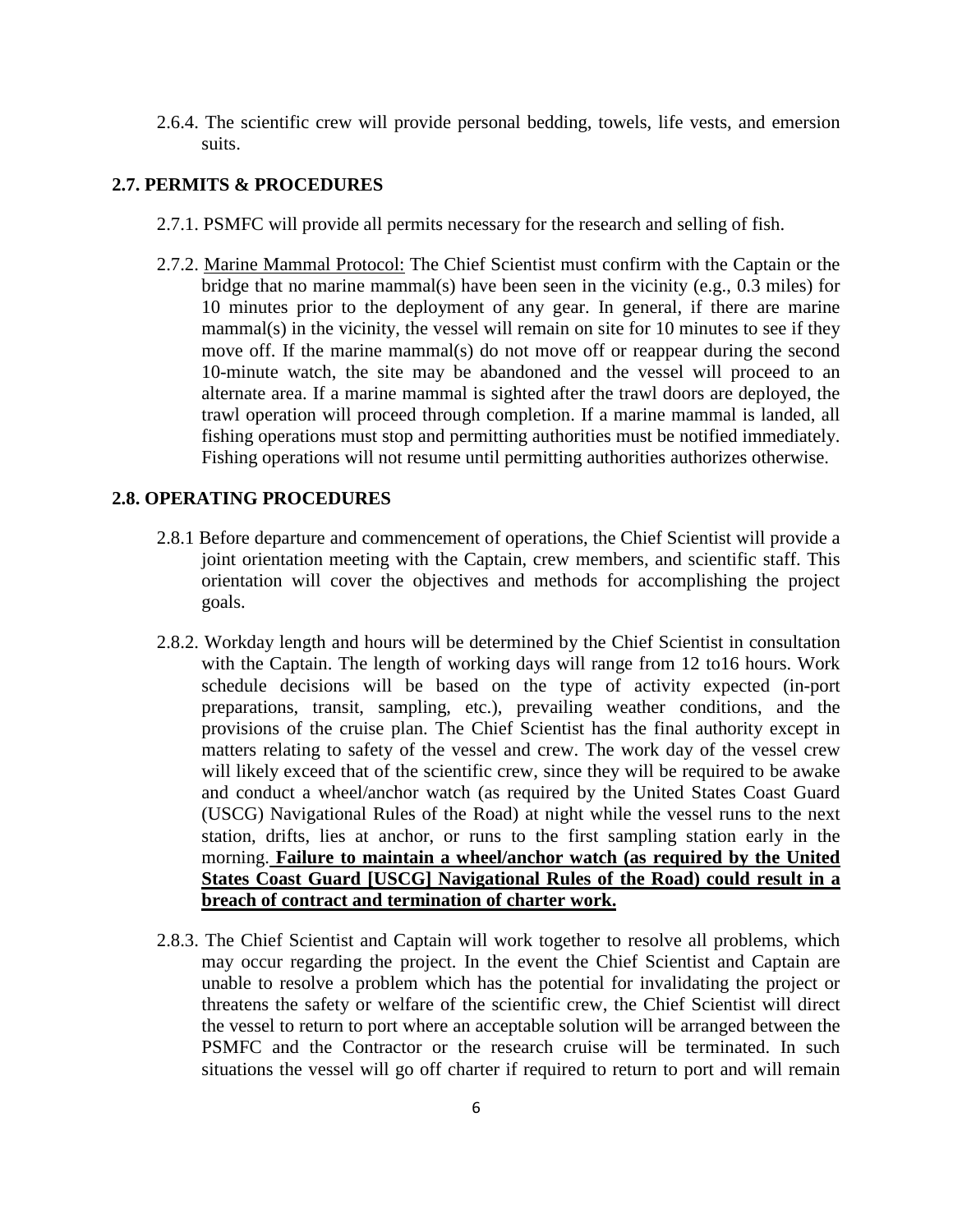2.6.4. The scientific crew will provide personal bedding, towels, life vests, and emersion suits.

## 2.7. PERMITS & PROCEDURES

2.7.1. PSMFC will provide all permits necessary for the research and selling of fish.

2.7.2. <u>Marine Mammal Protocol:</u> The Chief Scientist must confirm with the Captain or the bridge that no marine mammal(s) have been seen in the vicinity (e.g., 0.3 miles) for 10 minutes prior to the deployment of any gear. In general, if there are marine mammal(s) in the vicinity, the vessel will remain on site for 10 minutes to see if they move off. If the marine mammal(s) do not move off or reappear during the second 10-minute watch, the site may be abandoned and the vessel will proceed to an alternate area. If a marine mammal is sighted after the trawl doors are deployed, the trawl operation will proceed through completion. If a marine mammal is landed, all fishing operations must stop and permitting authorities must be notified immediately. Fishing operations will not resume until permitting authorities authorizes otherwise.

## 2.8. OPERATING PROCEDURES

2.8.1 Before departure and commencement of operations, the Chief Scientist will provide a joint orientation meeting with the Captain, crew members, and scientific staff. This orientation will cover the objectives and methods for accomplishing the project goals.

2.8.2. Workday length and hours will be determined by the Chief Scientist in consultation with the Captain. The length of working days will range from 12 to16 hours. Work schedule decisions will be based on the type of activity expected (in-port preparations, transit, sampling, etc.), prevailing weather conditions, and the provisions of the cruise plan. The Chief Scientist has the final authority except in matters relating to safety of the vessel and crew. The work day of the vessel crew will likely exceed that of the scientific crew, since they will be required to be awake and conduct a wheel/anchor watch (as required by the United States Coast Guard (USCG) Navigational Rules of the Road) at night while the vessel runs to the next station, drifts, lies at anchor, or runs to the first sampling station early in the morning. **<u>Failure to maintain a wheel/anchor watch (as required by the United States Coast Guard [USCG] Navigational Rules of the Road) could result in a breach of contract and termination of charter work.</u>**

2.8.3. The Chief Scientist and Captain will work together to resolve all problems, which may occur regarding the project. In the event the Chief Scientist and Captain are unable to resolve a problem which has the potential for invalidating the project or threatens the safety or welfare of the scientific crew, the Chief Scientist will direct the vessel to return to port where an acceptable solution will be arranged between the PSMFC and the Contractor or the research cruise will be terminated. In such situations the vessel will go off charter if required to return to port and will remain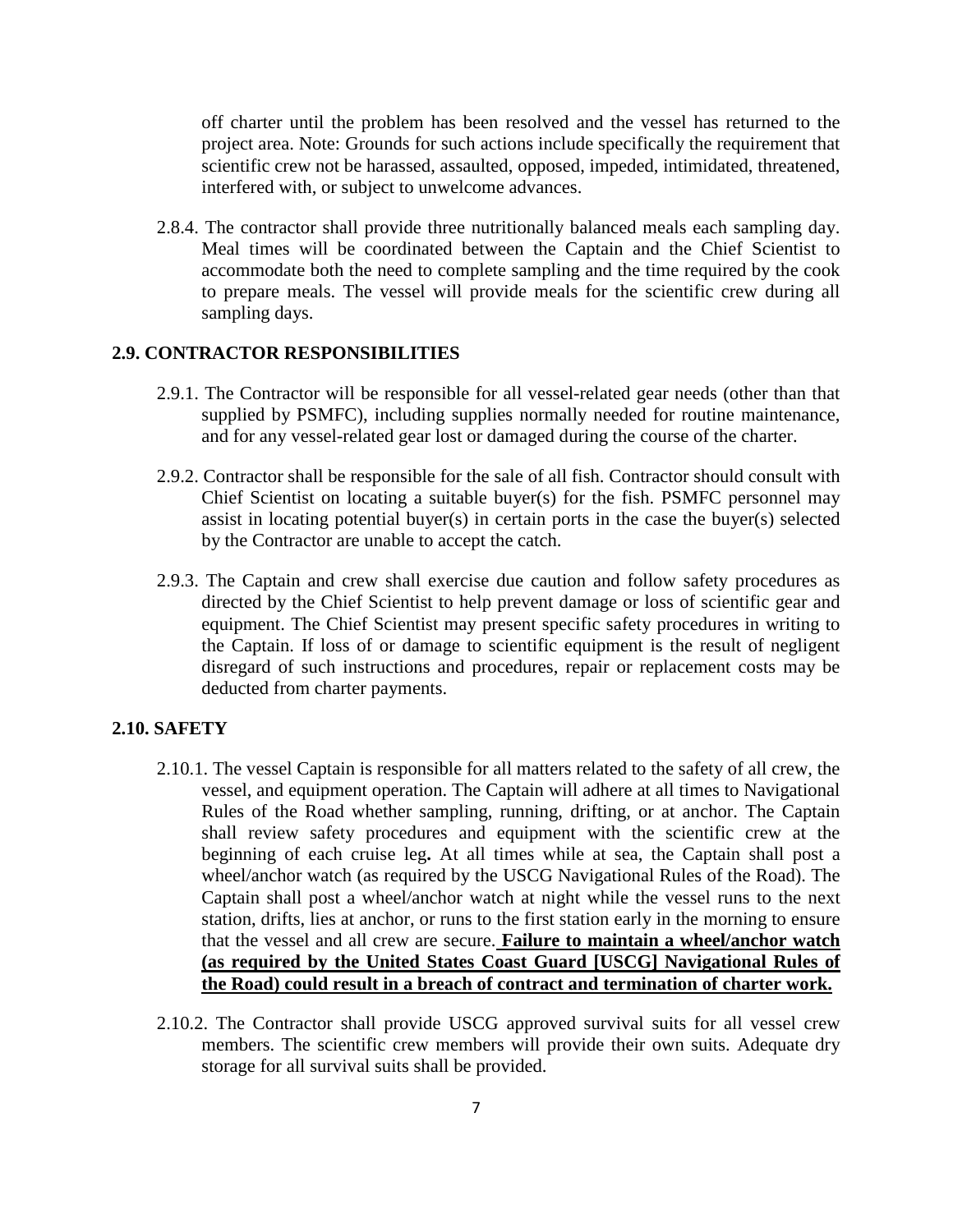off charter until the problem has been resolved and the vessel has returned to the project area. Note: Grounds for such actions include specifically the requirement that scientific crew not be harassed, assaulted, opposed, impeded, intimidated, threatened, interfered with, or subject to unwelcome advances.

2.8.4. The contractor shall provide three nutritionally balanced meals each sampling day. Meal times will be coordinated between the Captain and the Chief Scientist to accommodate both the need to complete sampling and the time required by the cook to prepare meals. The vessel will provide meals for the scientific crew during all sampling days.

## 2.9. CONTRACTOR RESPONSIBILITIES

2.9.1. The Contractor will be responsible for all vessel-related gear needs (other than that supplied by PSMFC), including supplies normally needed for routine maintenance, and for any vessel-related gear lost or damaged during the course of the charter.

2.9.2. Contractor shall be responsible for the sale of all fish. Contractor should consult with Chief Scientist on locating a suitable buyer(s) for the fish. PSMFC personnel may assist in locating potential buyer(s) in certain ports in the case the buyer(s) selected by the Contractor are unable to accept the catch.

2.9.3. The Captain and crew shall exercise due caution and follow safety procedures as directed by the Chief Scientist to help prevent damage or loss of scientific gear and equipment. The Chief Scientist may present specific safety procedures in writing to the Captain. If loss of or damage to scientific equipment is the result of negligent disregard of such instructions and procedures, repair or replacement costs may be deducted from charter payments.

## 2.10. SAFETY

2.10.1. The vessel Captain is responsible for all matters related to the safety of all crew, the vessel, and equipment operation. The Captain will adhere at all times to Navigational Rules of the Road whether sampling, running, drifting, or at anchor. The Captain shall review safety procedures and equipment with the scientific crew at the beginning of each cruise leg**.** At all times while at sea, the Captain shall post a wheel/anchor watch (as required by the USCG Navigational Rules of the Road). The Captain shall post a wheel/anchor watch at night while the vessel runs to the next station, drifts, lies at anchor, or runs to the first station early in the morning to ensure that the vessel and all crew are secure. **Failure to maintain a wheel/anchor watch (as required by the United States Coast Guard [USCG] Navigational Rules of the Road) could result in a breach of contract and termination of charter work.**

2.10.2. The Contractor shall provide USCG approved survival suits for all vessel crew members. The scientific crew members will provide their own suits. Adequate dry storage for all survival suits shall be provided.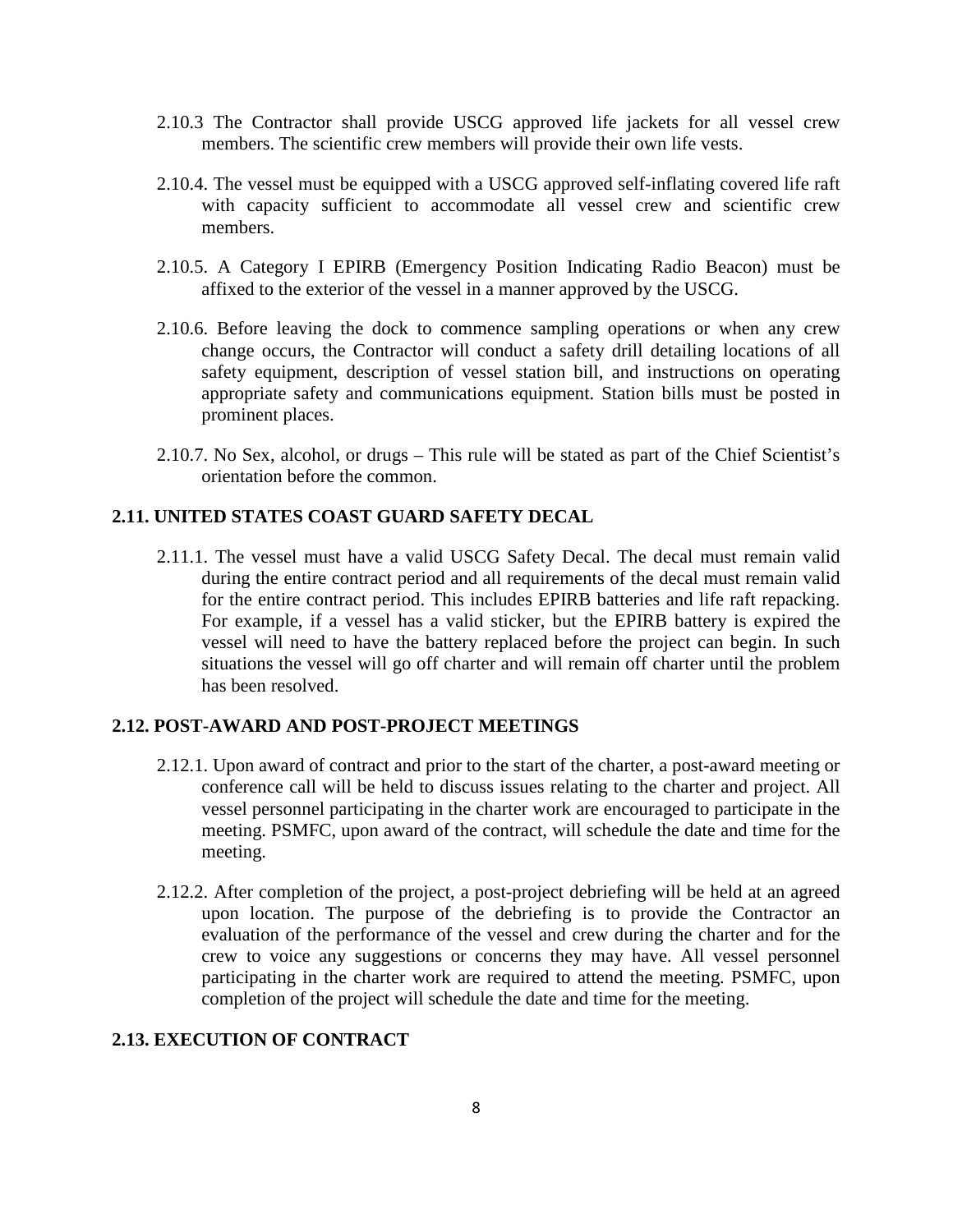2.10.3 The Contractor shall provide USCG approved life jackets for all vessel crew members. The scientific crew members will provide their own life vests.

2.10.4. The vessel must be equipped with a USCG approved self-inflating covered life raft with capacity sufficient to accommodate all vessel crew and scientific crew members.

2.10.5. A Category I EPIRB (Emergency Position Indicating Radio Beacon) must be affixed to the exterior of the vessel in a manner approved by the USCG.

2.10.6. Before leaving the dock to commence sampling operations or when any crew change occurs, the Contractor will conduct a safety drill detailing locations of all safety equipment, description of vessel station bill, and instructions on operating appropriate safety and communications equipment. Station bills must be posted in prominent places.

2.10.7. No Sex, alcohol, or drugs – This rule will be stated as part of the Chief Scientist's orientation before the common.

### 2.11. UNITED STATES COAST GUARD SAFETY DECAL

2.11.1. The vessel must have a valid USCG Safety Decal. The decal must remain valid during the entire contract period and all requirements of the decal must remain valid for the entire contract period. This includes EPIRB batteries and life raft repacking. For example, if a vessel has a valid sticker, but the EPIRB battery is expired the vessel will need to have the battery replaced before the project can begin. In such situations the vessel will go off charter and will remain off charter until the problem has been resolved.

### 2.12. POST-AWARD AND POST-PROJECT MEETINGS

2.12.1. Upon award of contract and prior to the start of the charter, a post-award meeting or conference call will be held to discuss issues relating to the charter and project. All vessel personnel participating in the charter work are encouraged to participate in the meeting. PSMFC, upon award of the contract, will schedule the date and time for the meeting.

2.12.2. After completion of the project, a post-project debriefing will be held at an agreed upon location. The purpose of the debriefing is to provide the Contractor an evaluation of the performance of the vessel and crew during the charter and for the crew to voice any suggestions or concerns they may have. All vessel personnel participating in the charter work are required to attend the meeting. PSMFC, upon completion of the project will schedule the date and time for the meeting.

### 2.13. EXECUTION OF CONTRACT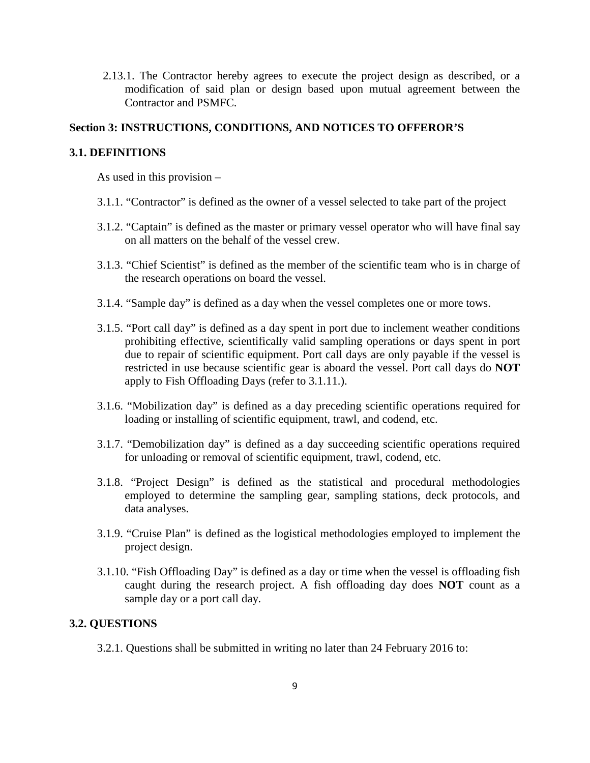2.13.1. The Contractor hereby agrees to execute the project design as described, or a modification of said plan or design based upon mutual agreement between the Contractor and PSMFC.

## Section 3: INSTRUCTIONS, CONDITIONS, AND NOTICES TO OFFEROR'S

### 3.1. DEFINITIONS

As used in this provision –

3.1.1. "Contractor" is defined as the owner of a vessel selected to take part of the project

3.1.2. "Captain" is defined as the master or primary vessel operator who will have final say on all matters on the behalf of the vessel crew.

3.1.3. "Chief Scientist" is defined as the member of the scientific team who is in charge of the research operations on board the vessel.

3.1.4. "Sample day" is defined as a day when the vessel completes one or more tows.

3.1.5. "Port call day" is defined as a day spent in port due to inclement weather conditions prohibiting effective, scientifically valid sampling operations or days spent in port due to repair of scientific equipment. Port call days are only payable if the vessel is restricted in use because scientific gear is aboard the vessel. Port call days do **NOT** apply to Fish Offloading Days (refer to 3.1.11.).

3.1.6. "Mobilization day" is defined as a day preceding scientific operations required for loading or installing of scientific equipment, trawl, and codend, etc.

3.1.7. "Demobilization day" is defined as a day succeeding scientific operations required for unloading or removal of scientific equipment, trawl, codend, etc.

3.1.8. "Project Design" is defined as the statistical and procedural methodologies employed to determine the sampling gear, sampling stations, deck protocols, and data analyses.

3.1.9. "Cruise Plan" is defined as the logistical methodologies employed to implement the project design.

3.1.10. "Fish Offloading Day" is defined as a day or time when the vessel is offloading fish caught during the research project. A fish offloading day does **NOT** count as a sample day or a port call day.

### 3.2. QUESTIONS

3.2.1. Questions shall be submitted in writing no later than 24 February 2016 to: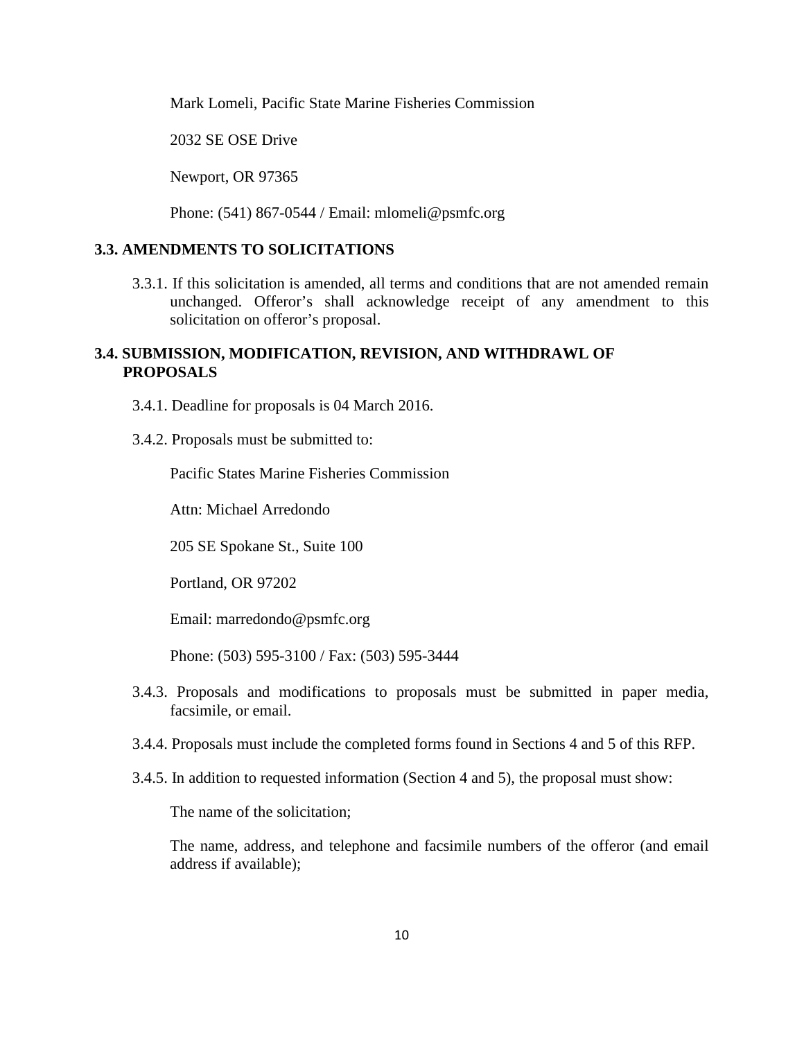Mark Lomeli, Pacific State Marine Fisheries Commission

2032 SE OSE Drive

Newport, OR 97365

Phone: (541) 867-0544 / Email: mlomeli@psmfc.org

### 3.3. AMENDMENTS TO SOLICITATIONS

3.3.1. If this solicitation is amended, all terms and conditions that are not amended remain unchanged. Offeror's shall acknowledge receipt of any amendment to this solicitation on offeror's proposal.

### 3.4. SUBMISSION, MODIFICATION, REVISION, AND WITHDRAWL OF PROPOSALS

3.4.1. Deadline for proposals is 04 March 2016.

3.4.2. Proposals must be submitted to:

Pacific States Marine Fisheries Commission

Attn: Michael Arredondo

205 SE Spokane St., Suite 100

Portland, OR 97202

Email: marredondo@psmfc.org

Phone: (503) 595-3100 / Fax: (503) 595-3444

3.4.3. Proposals and modifications to proposals must be submitted in paper media, facsimile, or email.

3.4.4. Proposals must include the completed forms found in Sections 4 and 5 of this RFP.

3.4.5. In addition to requested information (Section 4 and 5), the proposal must show:

The name of the solicitation;

The name, address, and telephone and facsimile numbers of the offeror (and email address if available);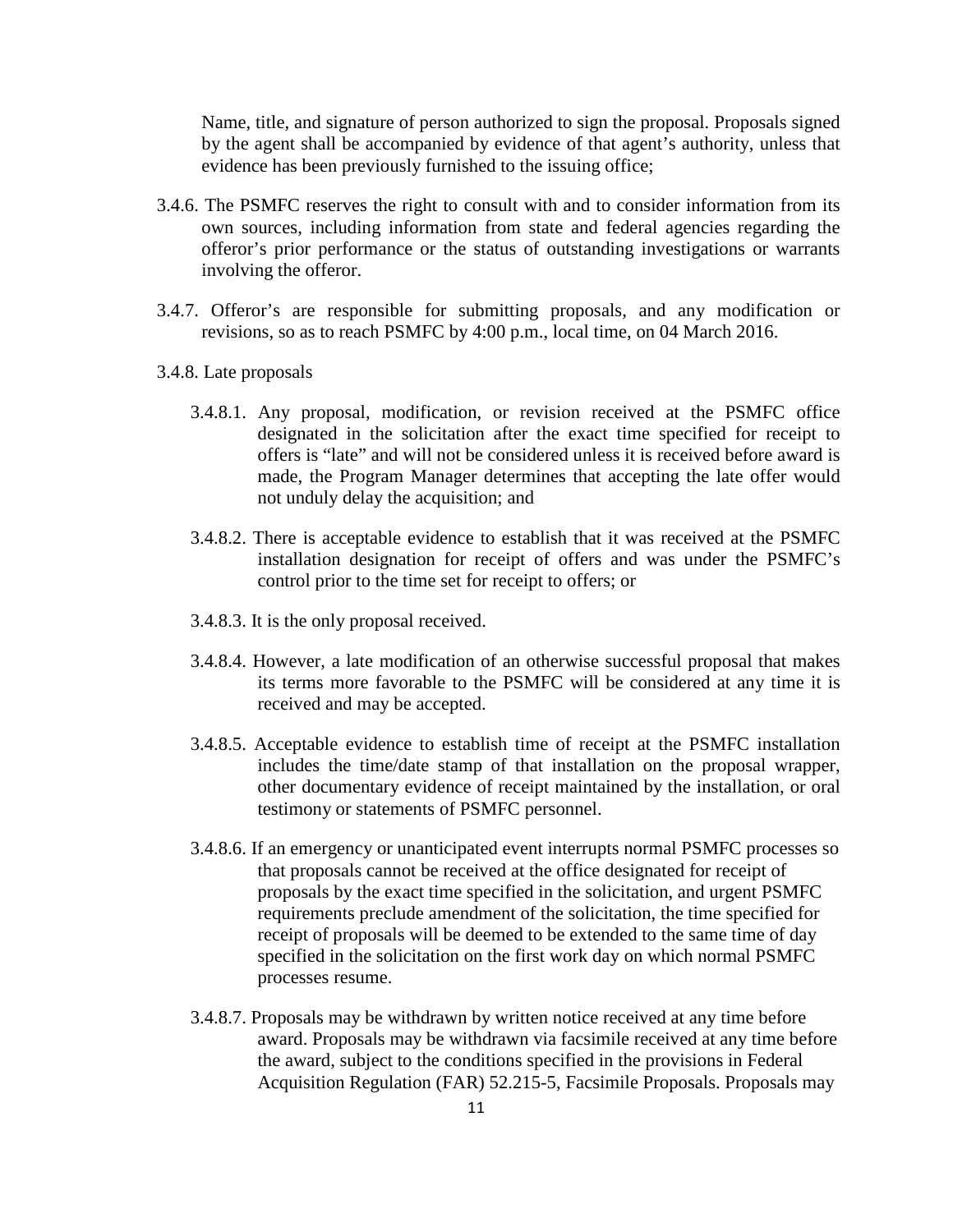Name, title, and signature of person authorized to sign the proposal. Proposals signed by the agent shall be accompanied by evidence of that agent's authority, unless that evidence has been previously furnished to the issuing office;

3.4.6. The PSMFC reserves the right to consult with and to consider information from its own sources, including information from state and federal agencies regarding the offeror's prior performance or the status of outstanding investigations or warrants involving the offeror.

3.4.7. Offeror's are responsible for submitting proposals, and any modification or revisions, so as to reach PSMFC by 4:00 p.m., local time, on 04 March 2016.

3.4.8. Late proposals

3.4.8.1. Any proposal, modification, or revision received at the PSMFC office designated in the solicitation after the exact time specified for receipt to offers is "late" and will not be considered unless it is received before award is made, the Program Manager determines that accepting the late offer would not unduly delay the acquisition; and

3.4.8.2. There is acceptable evidence to establish that it was received at the PSMFC installation designation for receipt of offers and was under the PSMFC's control prior to the time set for receipt to offers; or

3.4.8.3. It is the only proposal received.

3.4.8.4. However, a late modification of an otherwise successful proposal that makes its terms more favorable to the PSMFC will be considered at any time it is received and may be accepted.

3.4.8.5. Acceptable evidence to establish time of receipt at the PSMFC installation includes the time/date stamp of that installation on the proposal wrapper, other documentary evidence of receipt maintained by the installation, or oral testimony or statements of PSMFC personnel.

3.4.8.6. If an emergency or unanticipated event interrupts normal PSMFC processes so that proposals cannot be received at the office designated for receipt of proposals by the exact time specified in the solicitation, and urgent PSMFC requirements preclude amendment of the solicitation, the time specified for receipt of proposals will be deemed to be extended to the same time of day specified in the solicitation on the first work day on which normal PSMFC processes resume.

3.4.8.7. Proposals may be withdrawn by written notice received at any time before award. Proposals may be withdrawn via facsimile received at any time before the award, subject to the conditions specified in the provisions in Federal Acquisition Regulation (FAR) 52.215-5, Facsimile Proposals. Proposals may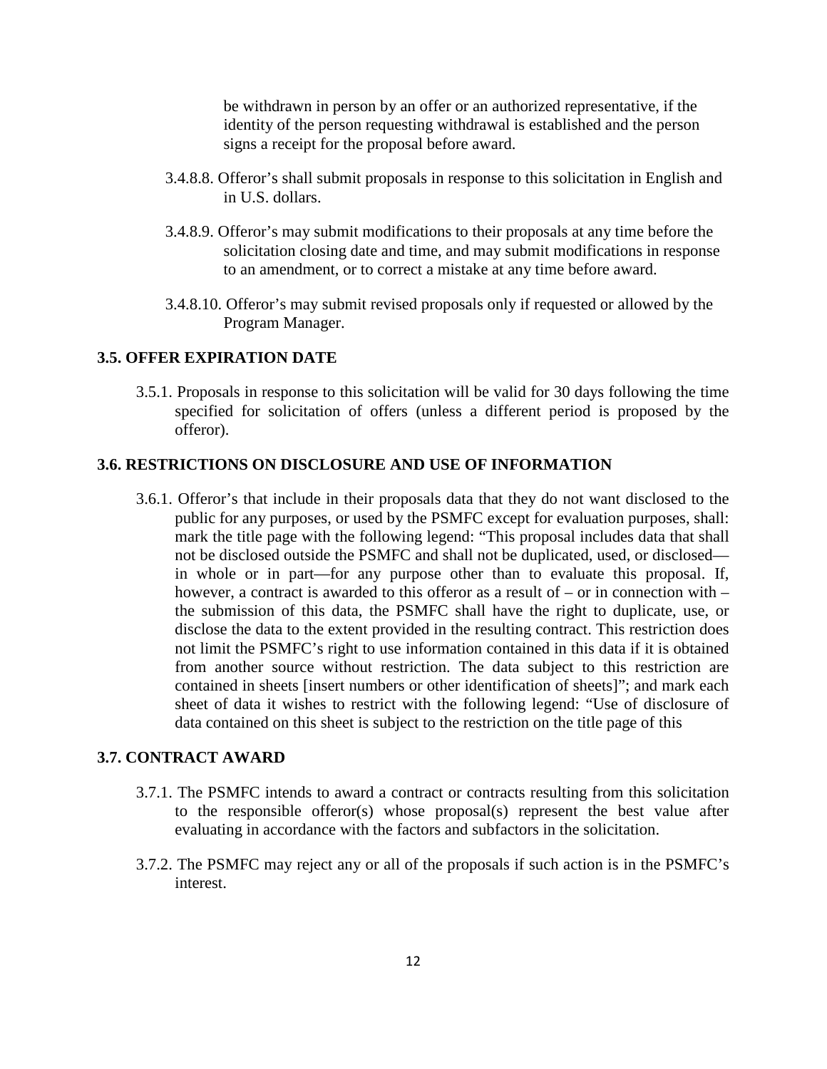be withdrawn in person by an offer or an authorized representative, if the identity of the person requesting withdrawal is established and the person signs a receipt for the proposal before award.

3.4.8.8. Offeror's shall submit proposals in response to this solicitation in English and in U.S. dollars.

3.4.8.9. Offeror's may submit modifications to their proposals at any time before the solicitation closing date and time, and may submit modifications in response to an amendment, or to correct a mistake at any time before award.

3.4.8.10. Offeror's may submit revised proposals only if requested or allowed by the Program Manager.

### 3.5. OFFER EXPIRATION DATE

3.5.1. Proposals in response to this solicitation will be valid for 30 days following the time specified for solicitation of offers (unless a different period is proposed by the offeror).

### 3.6. RESTRICTIONS ON DISCLOSURE AND USE OF INFORMATION

3.6.1. Offeror's that include in their proposals data that they do not want disclosed to the public for any purposes, or used by the PSMFC except for evaluation purposes, shall: mark the title page with the following legend: "This proposal includes data that shall not be disclosed outside the PSMFC and shall not be duplicated, used, or disclosed—in whole or in part—for any purpose other than to evaluate this proposal. If, however, a contract is awarded to this offeror as a result of – or in connection with – the submission of this data, the PSMFC shall have the right to duplicate, use, or disclose the data to the extent provided in the resulting contract. This restriction does not limit the PSMFC's right to use information contained in this data if it is obtained from another source without restriction. The data subject to this restriction are contained in sheets [insert numbers or other identification of sheets]"; and mark each sheet of data it wishes to restrict with the following legend: "Use of disclosure of data contained on this sheet is subject to the restriction on the title page of this

### 3.7. CONTRACT AWARD

3.7.1. The PSMFC intends to award a contract or contracts resulting from this solicitation to the responsible offeror(s) whose proposal(s) represent the best value after evaluating in accordance with the factors and subfactors in the solicitation.

3.7.2. The PSMFC may reject any or all of the proposals if such action is in the PSMFC's interest.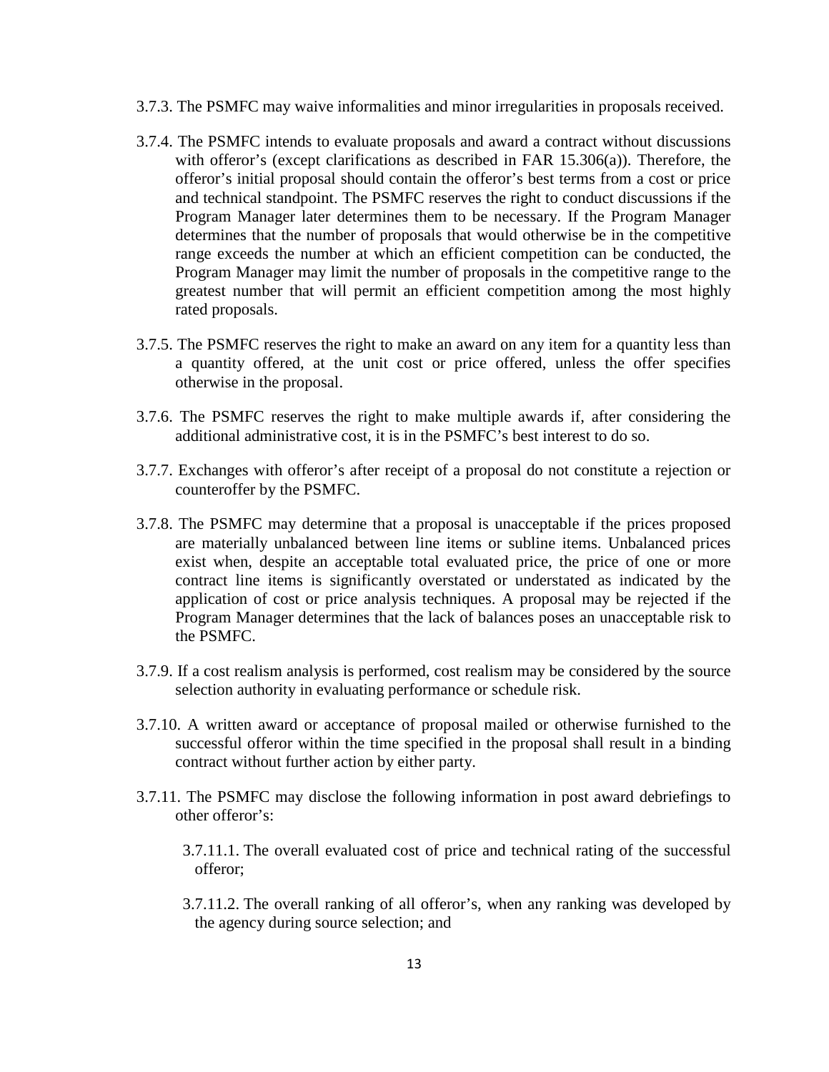3.7.3. The PSMFC may waive informalities and minor irregularities in proposals received.

3.7.4. The PSMFC intends to evaluate proposals and award a contract without discussions with offeror's (except clarifications as described in FAR 15.306(a)). Therefore, the offeror's initial proposal should contain the offeror's best terms from a cost or price and technical standpoint. The PSMFC reserves the right to conduct discussions if the Program Manager later determines them to be necessary. If the Program Manager determines that the number of proposals that would otherwise be in the competitive range exceeds the number at which an efficient competition can be conducted, the Program Manager may limit the number of proposals in the competitive range to the greatest number that will permit an efficient competition among the most highly rated proposals.

3.7.5. The PSMFC reserves the right to make an award on any item for a quantity less than a quantity offered, at the unit cost or price offered, unless the offer specifies otherwise in the proposal.

3.7.6. The PSMFC reserves the right to make multiple awards if, after considering the additional administrative cost, it is in the PSMFC's best interest to do so.

3.7.7. Exchanges with offeror's after receipt of a proposal do not constitute a rejection or counteroffer by the PSMFC.

3.7.8. The PSMFC may determine that a proposal is unacceptable if the prices proposed are materially unbalanced between line items or subline items. Unbalanced prices exist when, despite an acceptable total evaluated price, the price of one or more contract line items is significantly overstated or understated as indicated by the application of cost or price analysis techniques. A proposal may be rejected if the Program Manager determines that the lack of balances poses an unacceptable risk to the PSMFC.

3.7.9. If a cost realism analysis is performed, cost realism may be considered by the source selection authority in evaluating performance or schedule risk.

3.7.10. A written award or acceptance of proposal mailed or otherwise furnished to the successful offeror within the time specified in the proposal shall result in a binding contract without further action by either party.

3.7.11. The PSMFC may disclose the following information in post award debriefings to other offeror's:

3.7.11.1. The overall evaluated cost of price and technical rating of the successful offeror;

3.7.11.2. The overall ranking of all offeror's, when any ranking was developed by the agency during source selection; and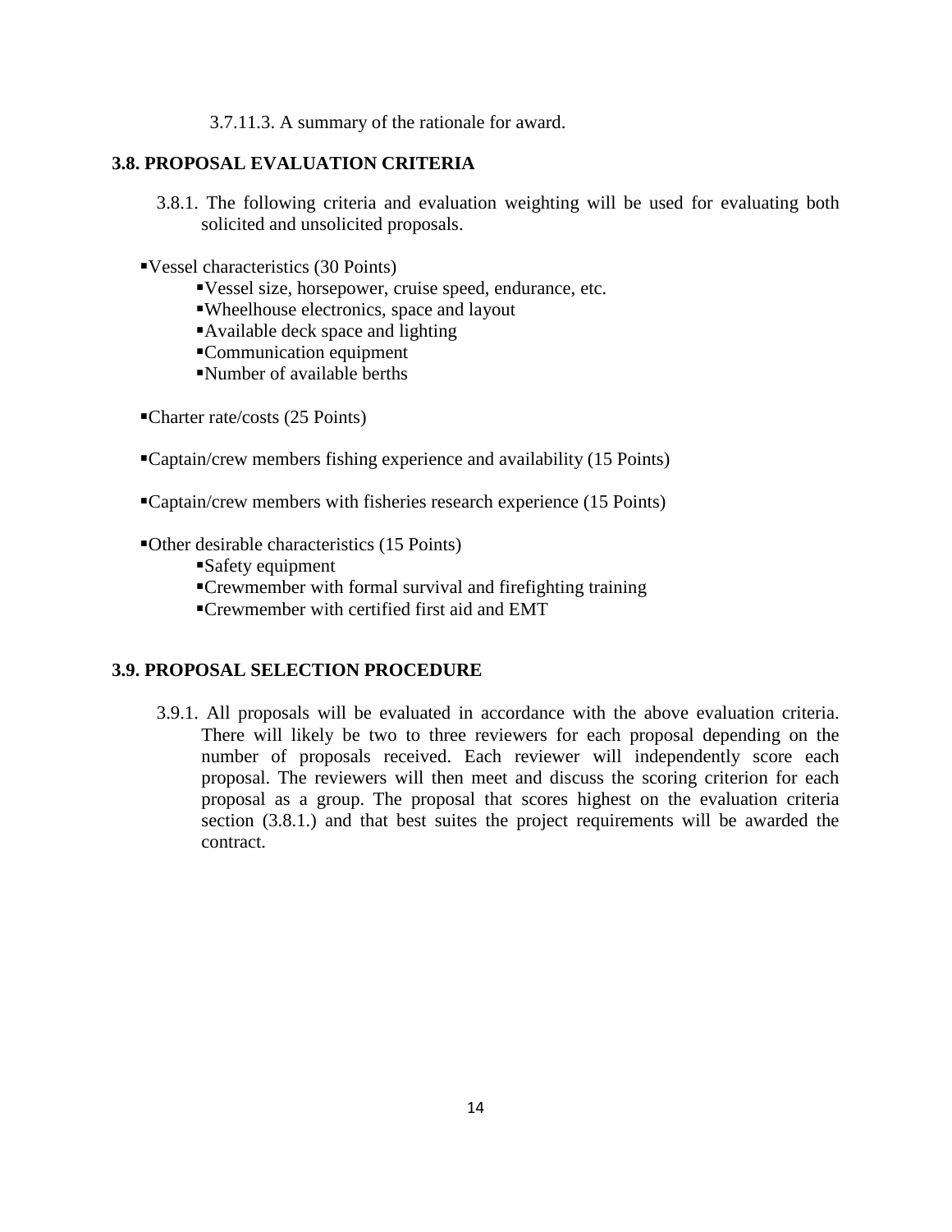3.7.11.3. A summary of the rationale for award.

### 3.8. PROPOSAL EVALUATION CRITERIA

3.8.1. The following criteria and evaluation weighting will be used for evaluating both solicited and unsolicited proposals.

- Vessel characteristics (30 Points)
  - Vessel size, horsepower, cruise speed, endurance, etc.
  - Wheelhouse electronics, space and layout
  - Available deck space and lighting
  - Communication equipment
  - Number of available berths

- Charter rate/costs (25 Points)

- Captain/crew members fishing experience and availability (15 Points)

- Captain/crew members with fisheries research experience (15 Points)

- Other desirable characteristics (15 Points)
  - Safety equipment
  - Crewmember with formal survival and firefighting training
  - Crewmember with certified first aid and EMT

### 3.9. PROPOSAL SELECTION PROCEDURE

3.9.1. All proposals will be evaluated in accordance with the above evaluation criteria. There will likely be two to three reviewers for each proposal depending on the number of proposals received. Each reviewer will independently score each proposal. The reviewers will then meet and discuss the scoring criterion for each proposal as a group. The proposal that scores highest on the evaluation criteria section (3.8.1.) and that best suites the project requirements will be awarded the contract.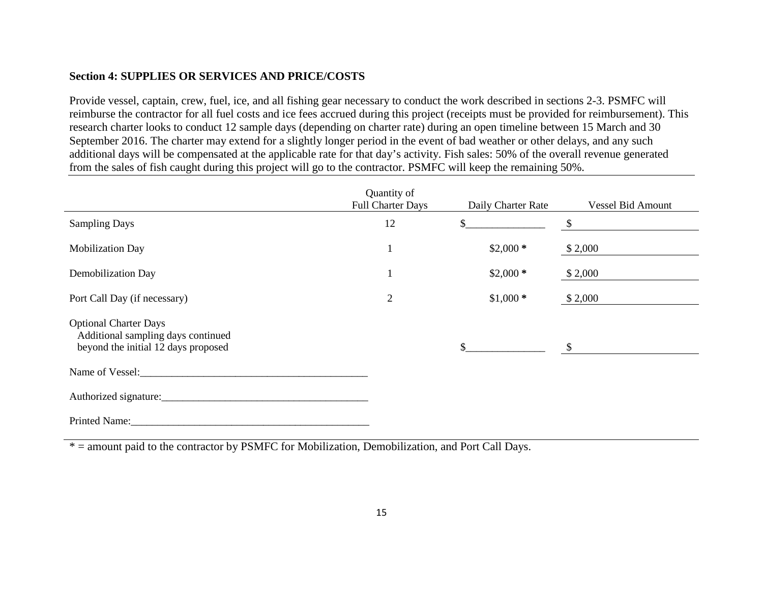**Section 4: SUPPLIES OR SERVICES AND PRICE/COSTS**

Provide vessel, captain, crew, fuel, ice, and all fishing gear necessary to conduct the work described in sections 2-3. PSMFC will reimburse the contractor for all fuel costs and ice fees accrued during this project (receipts must be provided for reimbursement). This research charter looks to conduct 12 sample days (depending on charter rate) during an open timeline between 15 March and 30 September 2016. The charter may extend for a slightly longer period in the event of bad weather or other delays, and any such additional days will be compensated at the applicable rate for that day's activity. Fish sales: 50% of the overall revenue generated from the sales of fish caught during this project will go to the contractor. PSMFC will keep the remaining 50%.

| | Quantity of Full Charter Days | Daily Charter Rate | Vessel Bid Amount |
|---|---|---|---|
| Sampling Days | 12 | $_______________ | $ |
| Mobilization Day | 1 | $2,000 * | $ 2,000 |
| Demobilization Day | 1 | $2,000 * | $ 2,000 |
| Port Call Day (if necessary) | 2 | $1,000 * | $ 2,000 |
| Optional Charter Days<br>Additional sampling days continued beyond the initial 12 days proposed | | $_______________ | $ |

Name of Vessel:___________________________________________

Authorized signature:______________________________________

Printed Name:_____________________________________________

* = amount paid to the contractor by PSMFC for Mobilization, Demobilization, and Port Call Days.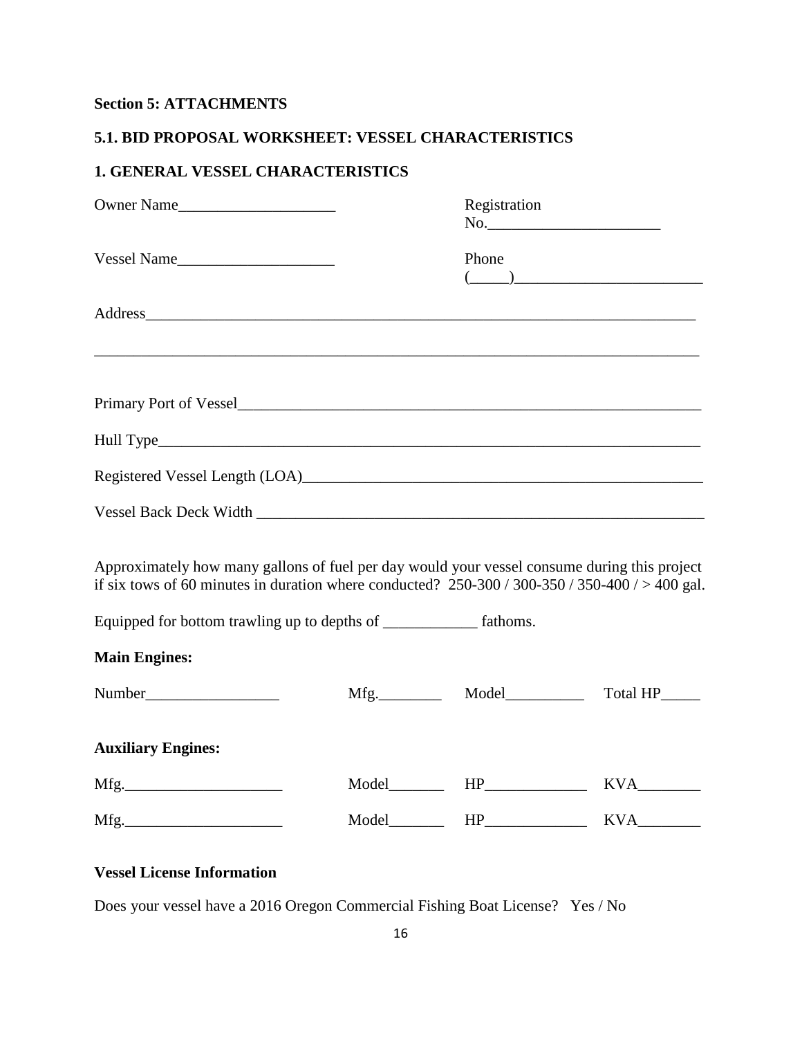**Section 5: ATTACHMENTS**

**5.1. BID PROPOSAL WORKSHEET: VESSEL CHARACTERISTICS**

**1. GENERAL VESSEL CHARACTERISTICS**

Owner Name____________________ Registration No.______________________

Vessel Name____________________ Phone (_____)________________________

Address__________________________________________________________________________

_________________________________________________________________________________

Primary Port of Vessel_____________________________________________________________

Hull Type_________________________________________________________________________

Registered Vessel Length (LOA)_____________________________________________________

Vessel Back Deck Width ___________________________________________________________

Approximately how many gallons of fuel per day would your vessel consume during this project if six tows of 60 minutes in duration where conducted? 250-300 / 300-350 / 350-400 / > 400 gal.

Equipped for bottom trawling up to depths of ____________ fathoms.

**Main Engines:**

Number_________________ Mfg.________ Model__________ Total HP_____

**Auxiliary Engines:**

Mfg.____________________ Model_______ HP_____________ KVA________

Mfg.____________________ Model_______ HP_____________ KVA________

**Vessel License Information**

Does your vessel have a 2016 Oregon Commercial Fishing Boat License? Yes / No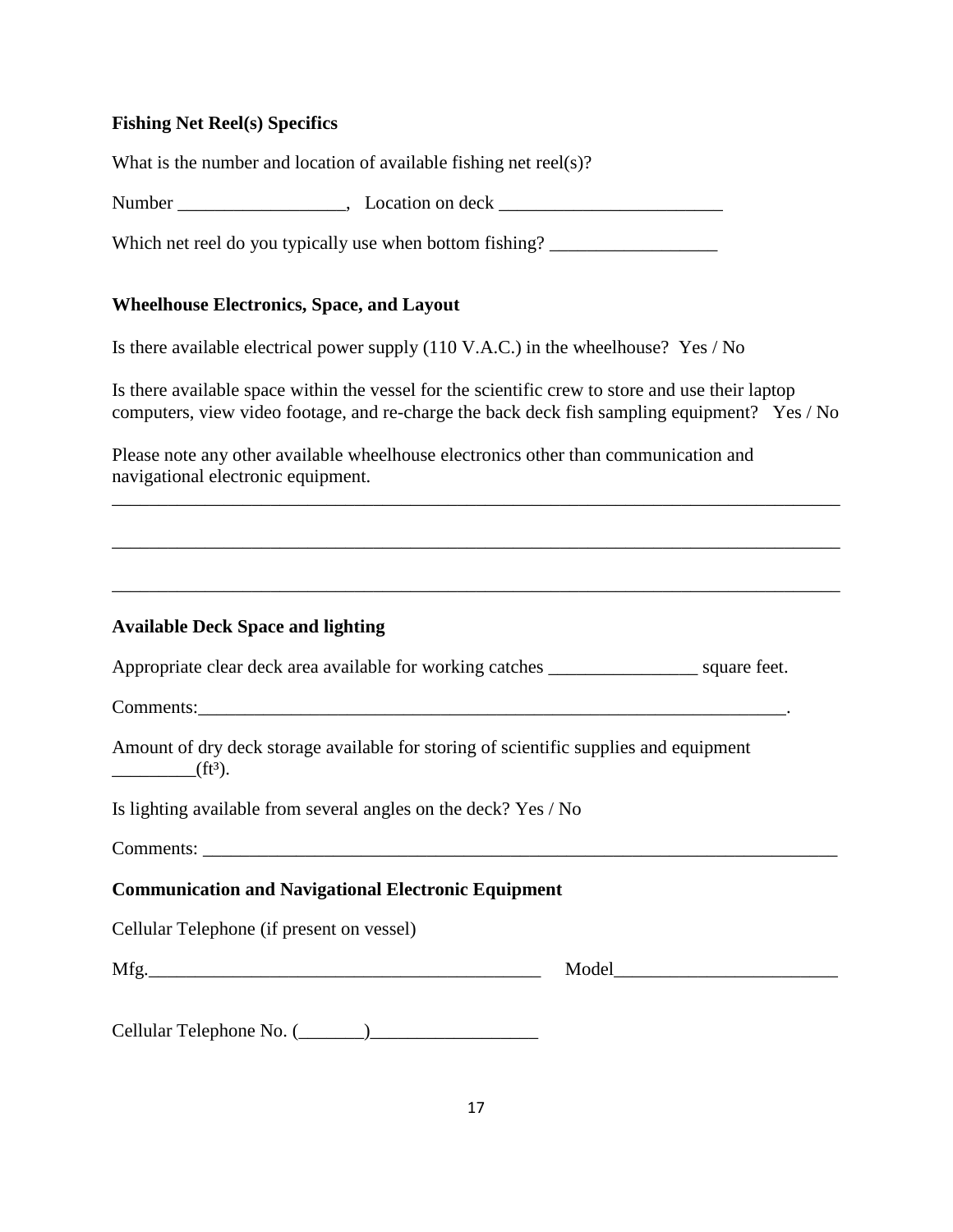**Fishing Net Reel(s) Specifics**

What is the number and location of available fishing net reel(s)?

Number __________________, Location on deck ________________________

Which net reel do you typically use when bottom fishing? __________________

**Wheelhouse Electronics, Space, and Layout**

Is there available electrical power supply (110 V.A.C.) in the wheelhouse? Yes / No

Is there available space within the vessel for the scientific crew to store and use their laptop computers, view video footage, and re-charge the back deck fish sampling equipment? Yes / No

Please note any other available wheelhouse electronics other than communication and navigational electronic equipment.

_______________________________________________________________________________

_______________________________________________________________________________

_______________________________________________________________________________

**Available Deck Space and lighting**

Appropriate clear deck area available for working catches ________________ square feet.

Comments:_______________________________________________________________.

Amount of dry deck storage available for storing of scientific supplies and equipment _________($ft^3$).

Is lighting available from several angles on the deck? Yes / No

Comments: ______________________________________________________________________

**Communication and Navigational Electronic Equipment**

Cellular Telephone (if present on vessel)

Mfg.___________________________________________ Model________________________

Cellular Telephone No. (_______)__________________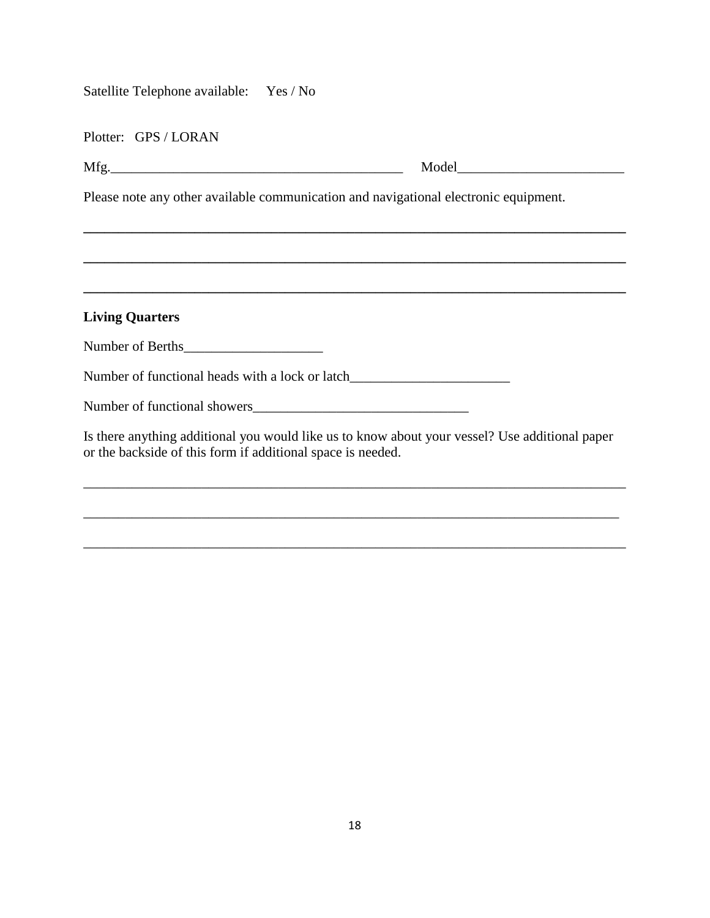Satellite Telephone available: Yes / No

Plotter: GPS / LORAN

Mfg.__________________________________________ Model________________________

Please note any other available communication and navigational electronic equipment.

______________________________________________________________________________

______________________________________________________________________________

______________________________________________________________________________

**Living Quarters**

Number of Berths____________________

Number of functional heads with a lock or latch_______________________

Number of functional showers_______________________________

Is there anything additional you would like us to know about your vessel? Use additional paper or the backside of this form if additional space is needed.

______________________________________________________________________________

______________________________________________________________________________

______________________________________________________________________________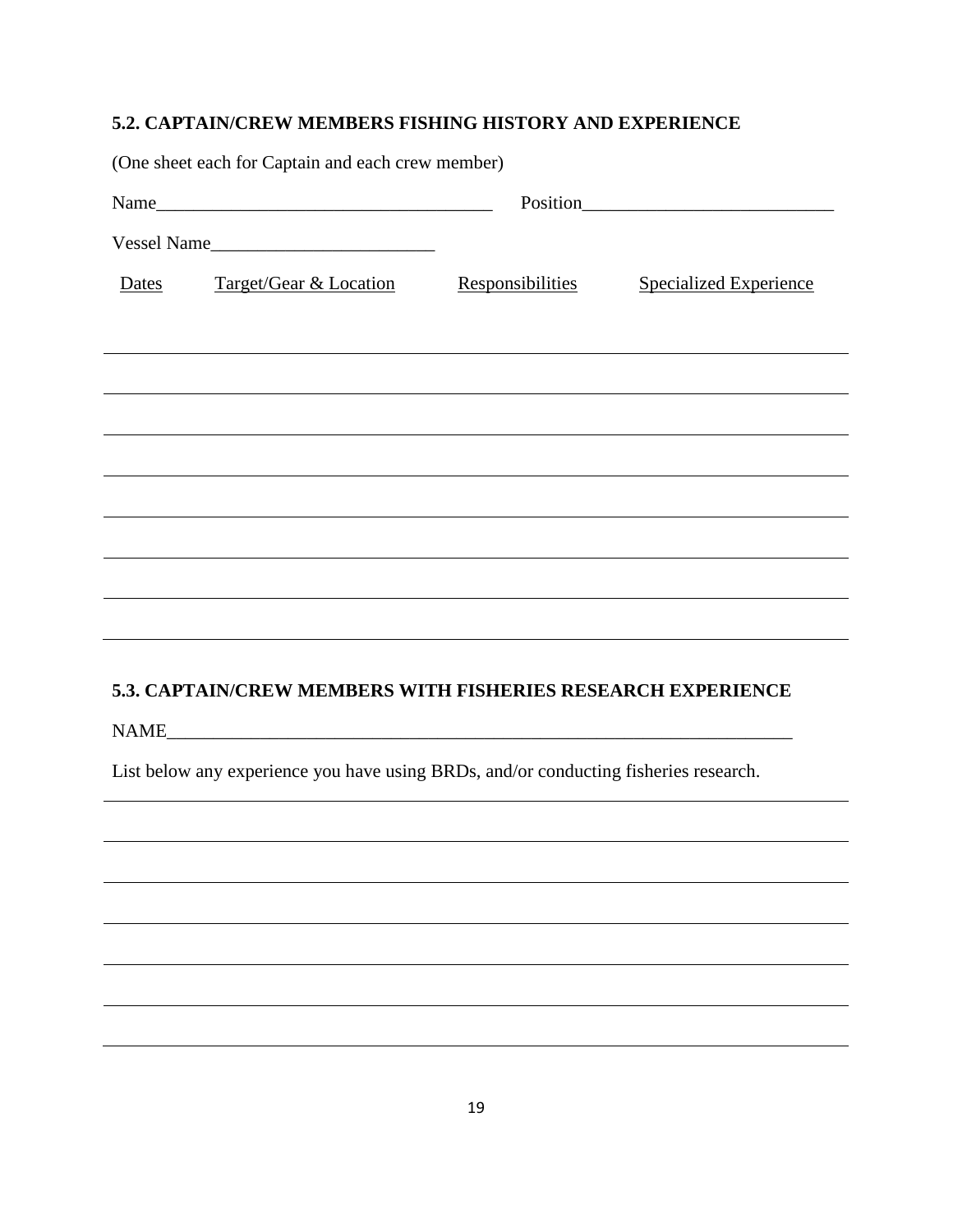## 5.2. CAPTAIN/CREW MEMBERS FISHING HISTORY AND EXPERIENCE

(One sheet each for Captain and each crew member)

Name____________________________________ Position___________________________

Vessel Name________________________

| Dates | Target/Gear & Location | Responsibilities | Specialized Experience |
|---|---|---|---|
| | | | |
| | | | |
| | | | |
| | | | |
| | | | |
| | | | |
| | | | |
| | | | |

## 5.3. CAPTAIN/CREW MEMBERS WITH FISHERIES RESEARCH EXPERIENCE

NAME______________________________________________________________________

List below any experience you have using BRDs, and/or conducting fisheries research.

______________________________________________________________________

______________________________________________________________________

______________________________________________________________________

______________________________________________________________________

______________________________________________________________________

______________________________________________________________________

______________________________________________________________________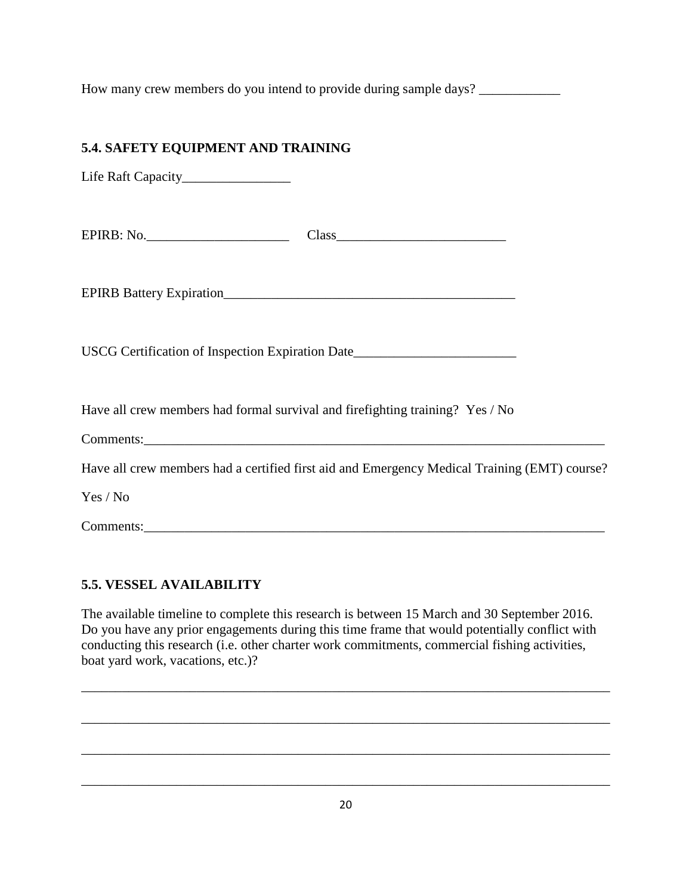How many crew members do you intend to provide during sample days? ____________

### 5.4. SAFETY EQUIPMENT AND TRAINING

Life Raft Capacity________________

EPIRB: No._____________________ Class_________________________

EPIRB Battery Expiration____________________________________________

USCG Certification of Inspection Expiration Date________________________

Have all crew members had formal survival and firefighting training? Yes / No

Comments:________________________________________________________________________

Have all crew members had a certified first aid and Emergency Medical Training (EMT) course?

Yes / No

Comments:________________________________________________________________________

### 5.5. VESSEL AVAILABILITY

The available timeline to complete this research is between 15 March and 30 September 2016. Do you have any prior engagements during this time frame that would potentially conflict with conducting this research (i.e. other charter work commitments, commercial fishing activities, boat yard work, vacations, etc.)?

________________________________________________________________________________

________________________________________________________________________________

________________________________________________________________________________

________________________________________________________________________________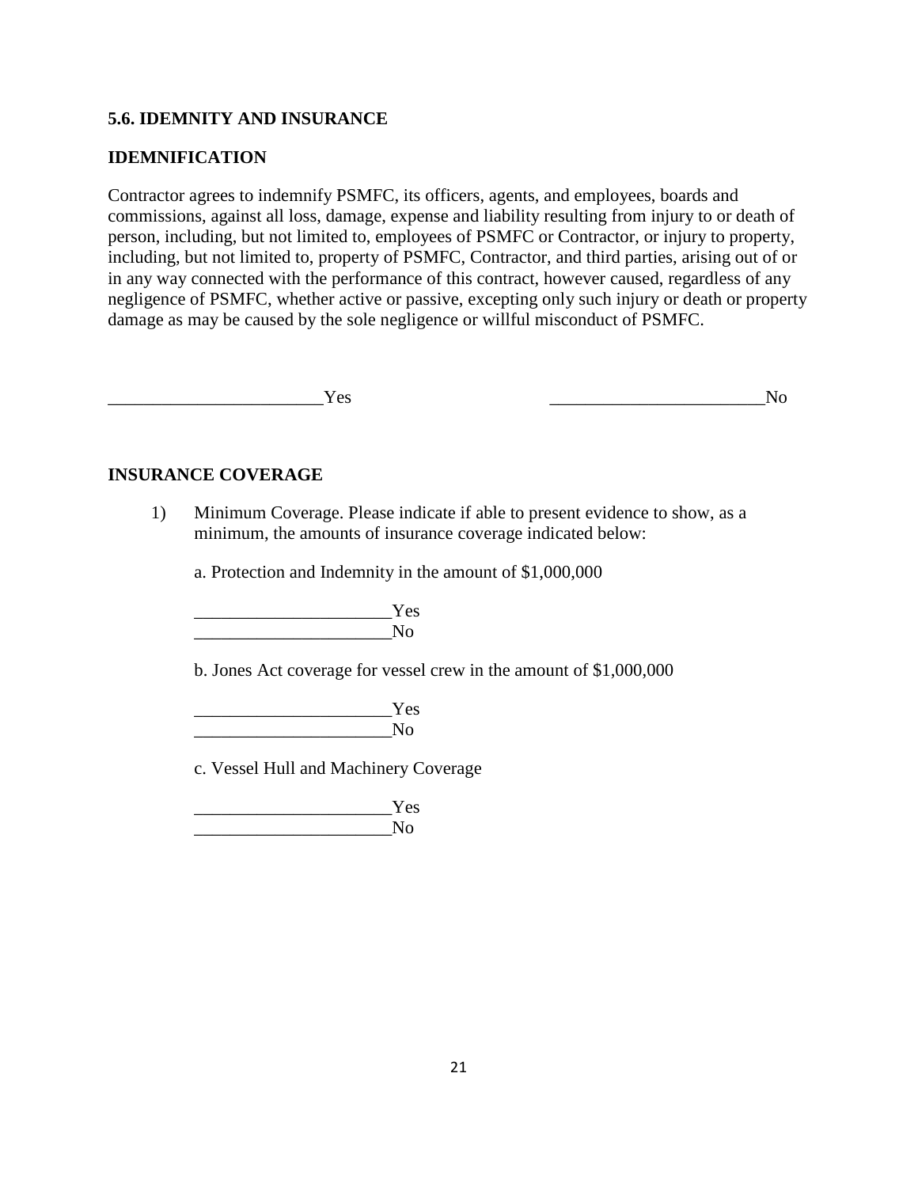### 5.6. IDEMNITY AND INSURANCE

### IDEMNIFICATION

Contractor agrees to indemnify PSMFC, its officers, agents, and employees, boards and commissions, against all loss, damage, expense and liability resulting from injury to or death of person, including, but not limited to, employees of PSMFC or Contractor, or injury to property, including, but not limited to, property of PSMFC, Contractor, and third parties, arising out of or in any way connected with the performance of this contract, however caused, regardless of any negligence of PSMFC, whether active or passive, excepting only such injury or death or property damage as may be caused by the sole negligence or willful misconduct of PSMFC.

________________________Yes ________________________No

### INSURANCE COVERAGE

1) Minimum Coverage. Please indicate if able to present evidence to show, as a minimum, the amounts of insurance coverage indicated below:

   a. Protection and Indemnity in the amount of $1,000,000

   ______________________Yes
   ______________________No

   b. Jones Act coverage for vessel crew in the amount of $1,000,000

   ______________________Yes
   ______________________No

   c. Vessel Hull and Machinery Coverage

   ______________________Yes
   ______________________No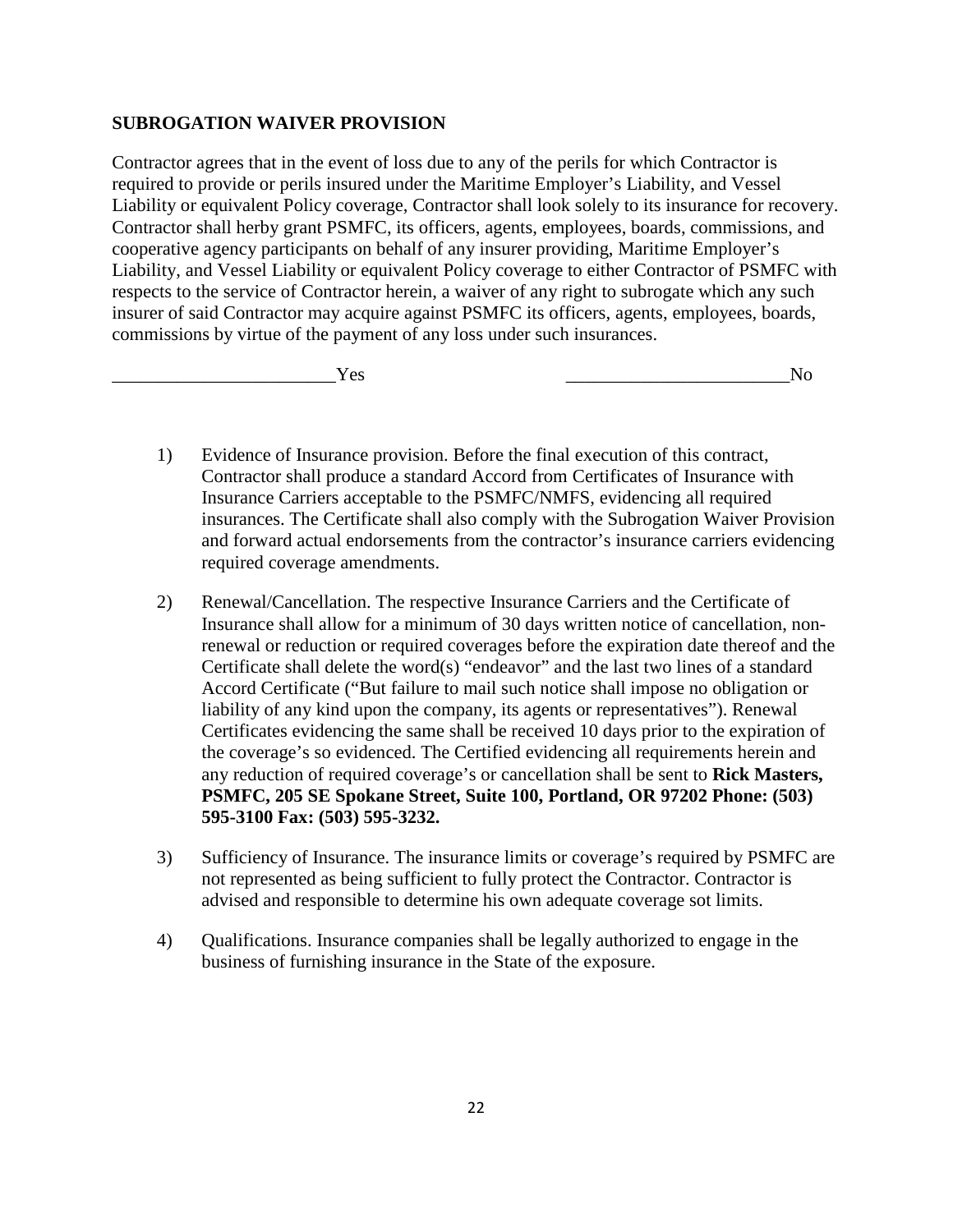**SUBROGATION WAIVER PROVISION**

Contractor agrees that in the event of loss due to any of the perils for which Contractor is required to provide or perils insured under the Maritime Employer's Liability, and Vessel Liability or equivalent Policy coverage, Contractor shall look solely to its insurance for recovery. Contractor shall herby grant PSMFC, its officers, agents, employees, boards, commissions, and cooperative agency participants on behalf of any insurer providing, Maritime Employer's Liability, and Vessel Liability or equivalent Policy coverage to either Contractor of PSMFC with respects to the service of Contractor herein, a waiver of any right to subrogate which any such insurer of said Contractor may acquire against PSMFC its officers, agents, employees, boards, commissions by virtue of the payment of any loss under such insurances.

________________________Yes ________________________No

1) Evidence of Insurance provision. Before the final execution of this contract, Contractor shall produce a standard Accord from Certificates of Insurance with Insurance Carriers acceptable to the PSMFC/NMFS, evidencing all required insurances. The Certificate shall also comply with the Subrogation Waiver Provision and forward actual endorsements from the contractor's insurance carriers evidencing required coverage amendments.

2) Renewal/Cancellation. The respective Insurance Carriers and the Certificate of Insurance shall allow for a minimum of 30 days written notice of cancellation, non-renewal or reduction or required coverages before the expiration date thereof and the Certificate shall delete the word(s) "endeavor" and the last two lines of a standard Accord Certificate ("But failure to mail such notice shall impose no obligation or liability of any kind upon the company, its agents or representatives"). Renewal Certificates evidencing the same shall be received 10 days prior to the expiration of the coverage's so evidenced. The Certified evidencing all requirements herein and any reduction of required coverage's or cancellation shall be sent to **Rick Masters, PSMFC, 205 SE Spokane Street, Suite 100, Portland, OR 97202 Phone: (503) 595-3100 Fax: (503) 595-3232.**

3) Sufficiency of Insurance. The insurance limits or coverage's required by PSMFC are not represented as being sufficient to fully protect the Contractor. Contractor is advised and responsible to determine his own adequate coverage sot limits.

4) Qualifications. Insurance companies shall be legally authorized to engage in the business of furnishing insurance in the State of the exposure.